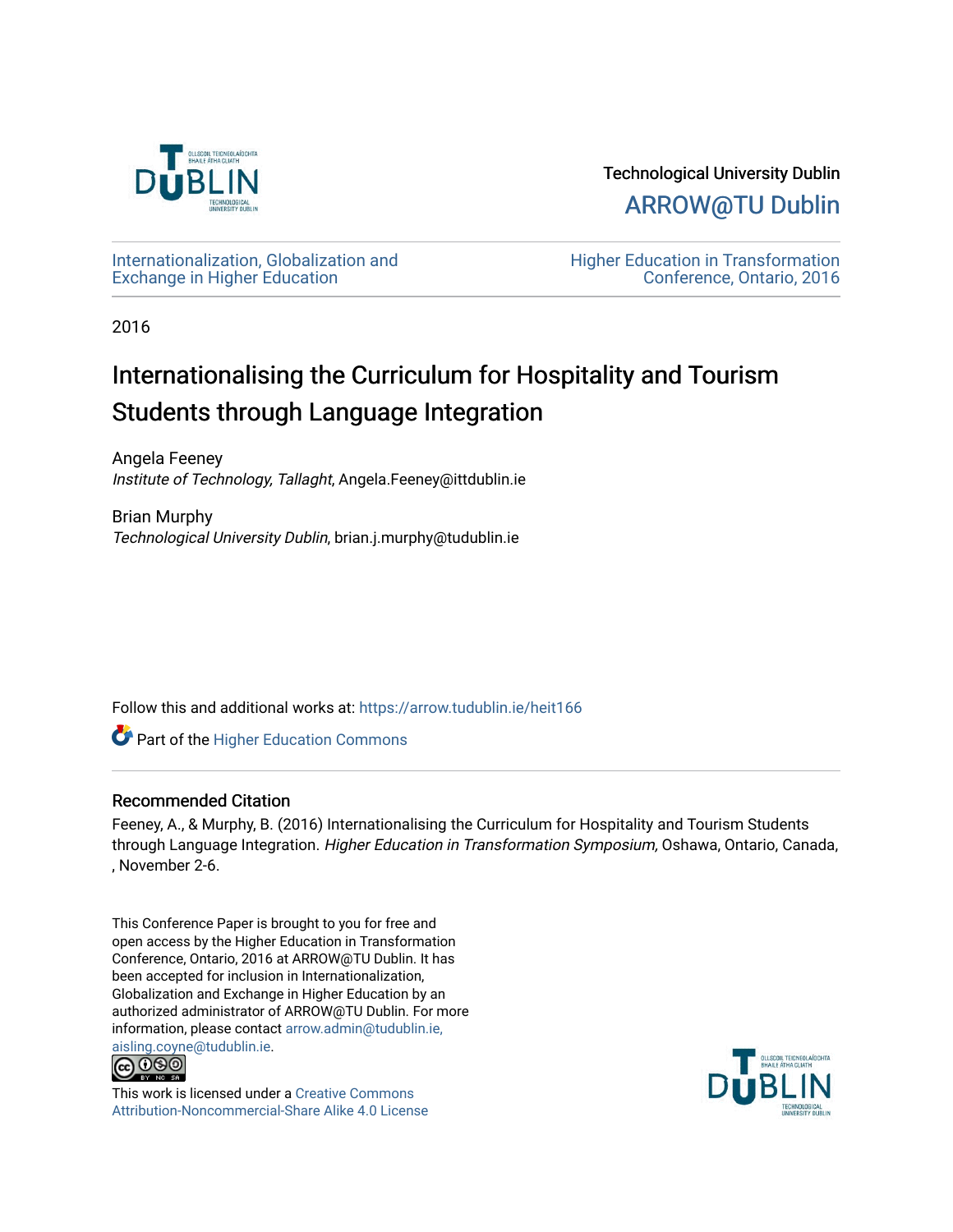Technological University Dublin

ARROW@TU Dublin

Internationalization, Globalization and Exchange in Higher Education

Higher Education in Transformation Conference, Ontario, 2016

2016

# Internationalising the Curriculum for Hospitality and Tourism Students through Language Integration

Angela Feeney
*Institute of Technology, Tallaght*, Angela.Feeney@ittdublin.ie

Brian Murphy
*Technological University Dublin*, brian.j.murphy@tudublin.ie

Follow this and additional works at: https://arrow.tudublin.ie/heit166

Part of the Higher Education Commons

## Recommended Citation

Feeney, A., & Murphy, B. (2016) Internationalising the Curriculum for Hospitality and Tourism Students through Language Integration. *Higher Education in Transformation Symposium,* Oshawa, Ontario, Canada, , November 2-6.

This Conference Paper is brought to you for free and open access by the Higher Education in Transformation Conference, Ontario, 2016 at ARROW@TU Dublin. It has been accepted for inclusion in Internationalization, Globalization and Exchange in Higher Education by an authorized administrator of ARROW@TU Dublin. For more information, please contact arrow.admin@tudublin.ie, aisling.coyne@tudublin.ie.

This work is licensed under a Creative Commons Attribution-Noncommercial-Share Alike 4.0 License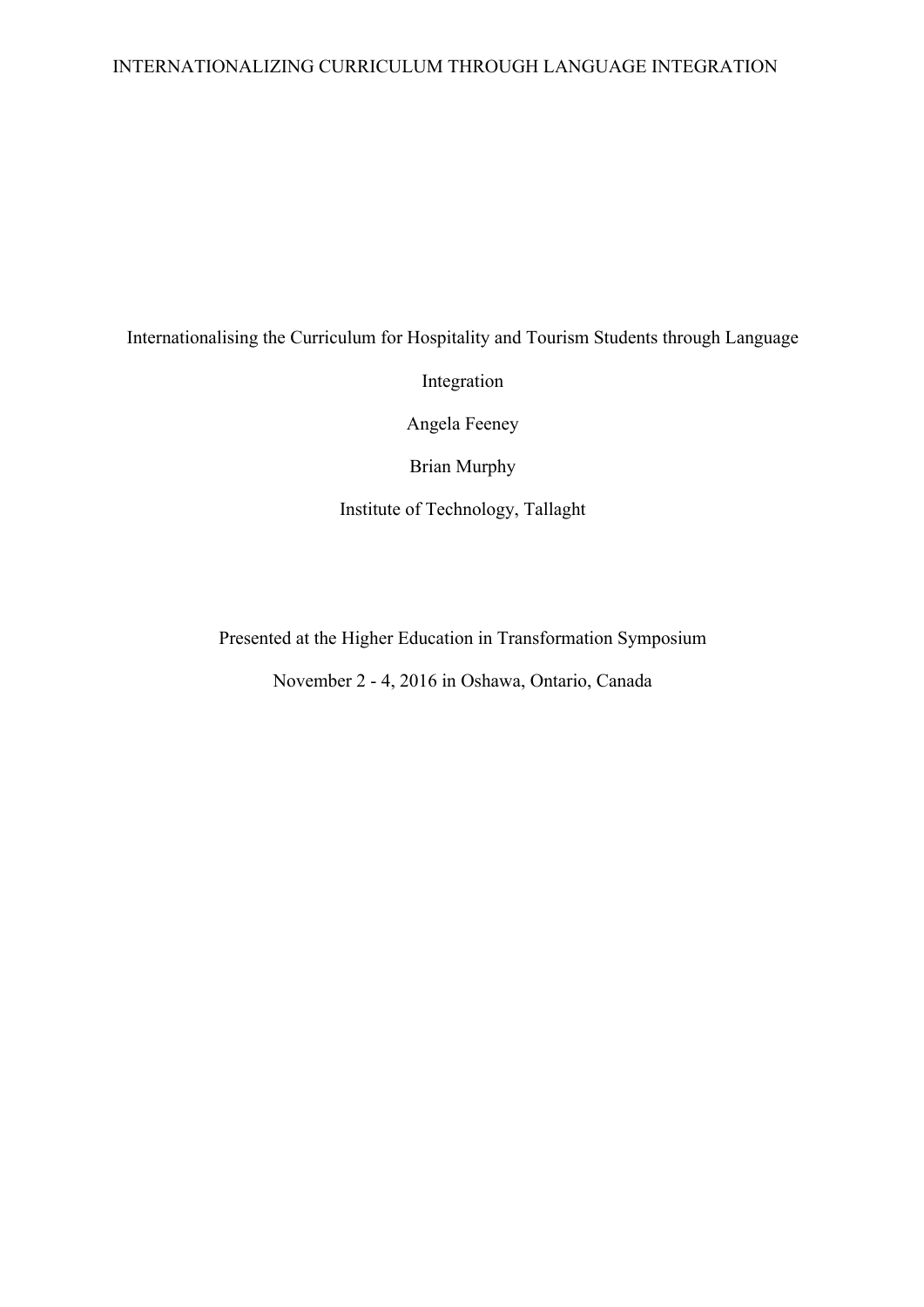# Internationalising the Curriculum for Hospitality and Tourism Students through Language Integration

Angela Feeney

Brian Murphy

Institute of Technology, Tallaght

Presented at the Higher Education in Transformation Symposium

November 2 - 4, 2016 in Oshawa, Ontario, Canada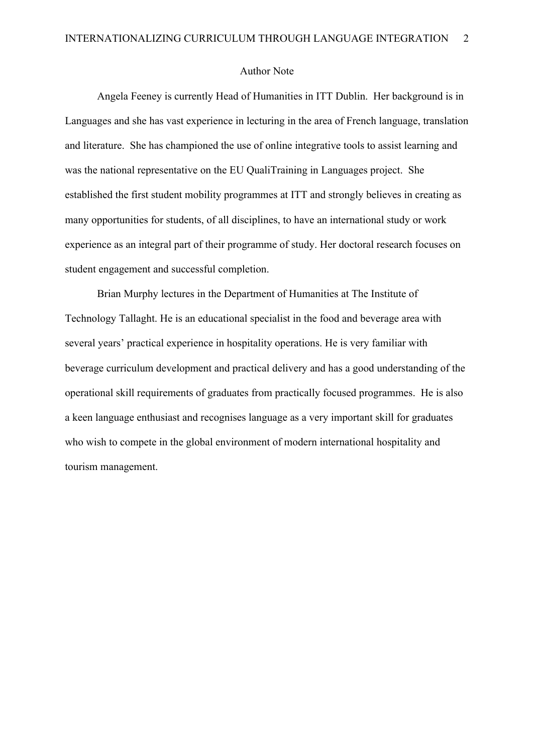# Author Note

Angela Feeney is currently Head of Humanities in ITT Dublin. Her background is in Languages and she has vast experience in lecturing in the area of French language, translation and literature. She has championed the use of online integrative tools to assist learning and was the national representative on the EU QualiTraining in Languages project. She established the first student mobility programmes at ITT and strongly believes in creating as many opportunities for students, of all disciplines, to have an international study or work experience as an integral part of their programme of study. Her doctoral research focuses on student engagement and successful completion.

Brian Murphy lectures in the Department of Humanities at The Institute of Technology Tallaght. He is an educational specialist in the food and beverage area with several years' practical experience in hospitality operations. He is very familiar with beverage curriculum development and practical delivery and has a good understanding of the operational skill requirements of graduates from practically focused programmes. He is also a keen language enthusiast and recognises language as a very important skill for graduates who wish to compete in the global environment of modern international hospitality and tourism management.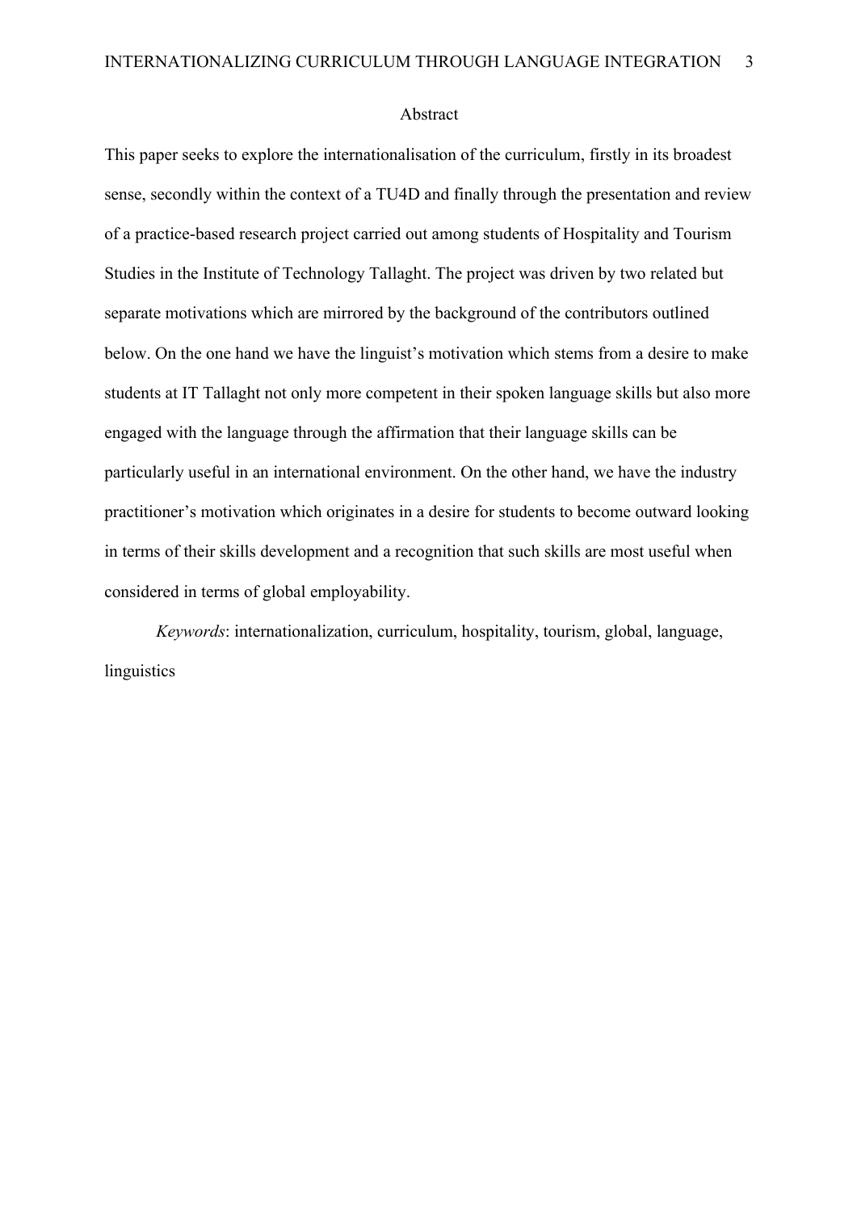## Abstract

This paper seeks to explore the internationalisation of the curriculum, firstly in its broadest sense, secondly within the context of a TU4D and finally through the presentation and review of a practice-based research project carried out among students of Hospitality and Tourism Studies in the Institute of Technology Tallaght. The project was driven by two related but separate motivations which are mirrored by the background of the contributors outlined below. On the one hand we have the linguist's motivation which stems from a desire to make students at IT Tallaght not only more competent in their spoken language skills but also more engaged with the language through the affirmation that their language skills can be particularly useful in an international environment. On the other hand, we have the industry practitioner's motivation which originates in a desire for students to become outward looking in terms of their skills development and a recognition that such skills are most useful when considered in terms of global employability.

*Keywords*: internationalization, curriculum, hospitality, tourism, global, language, linguistics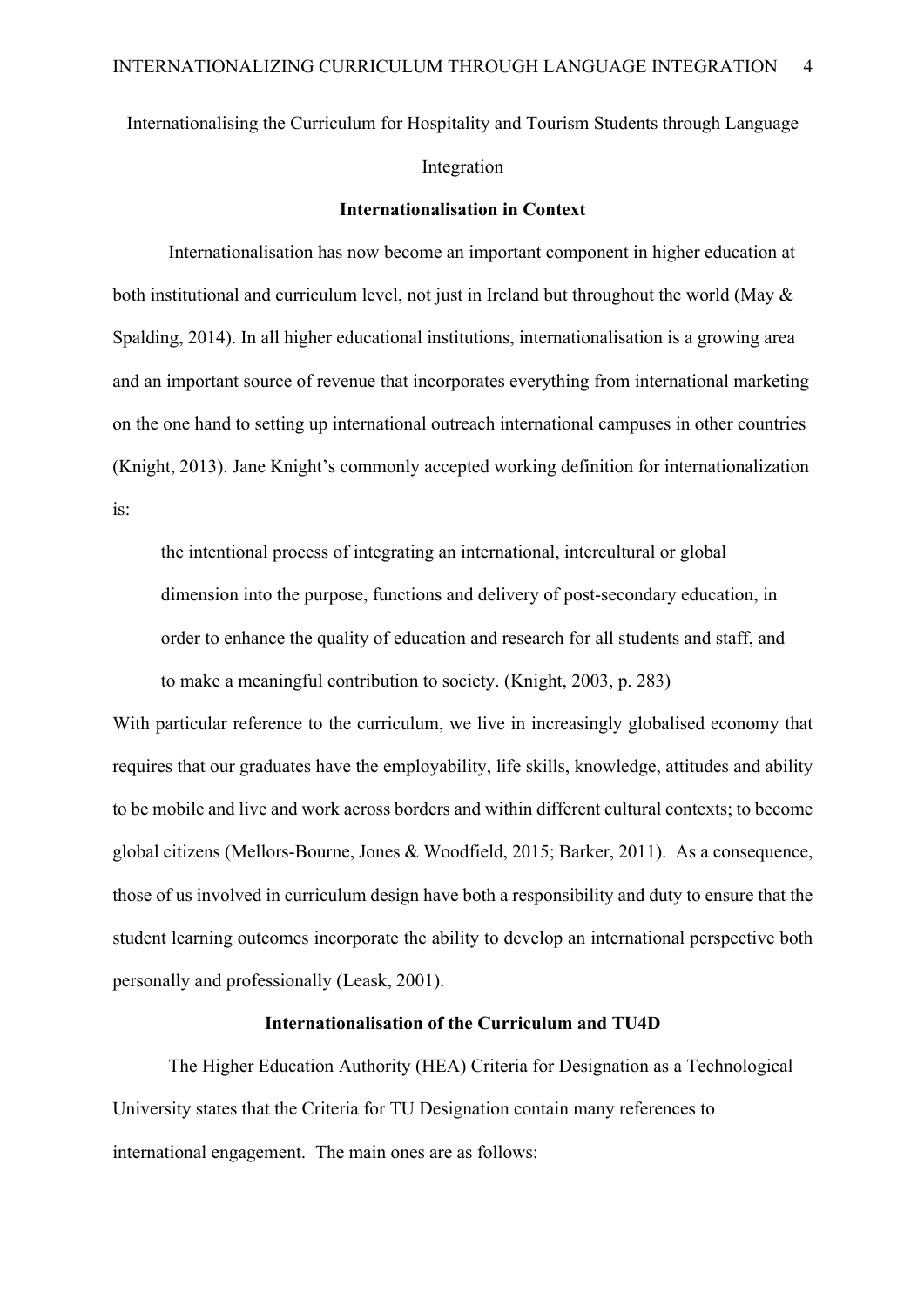Internationalising the Curriculum for Hospitality and Tourism Students through Language Integration

## Internationalisation in Context

Internationalisation has now become an important component in higher education at both institutional and curriculum level, not just in Ireland but throughout the world (May & Spalding, 2014). In all higher educational institutions, internationalisation is a growing area and an important source of revenue that incorporates everything from international marketing on the one hand to setting up international outreach international campuses in other countries (Knight, 2013). Jane Knight's commonly accepted working definition for internationalization is:

> the intentional process of integrating an international, intercultural or global dimension into the purpose, functions and delivery of post-secondary education, in order to enhance the quality of education and research for all students and staff, and to make a meaningful contribution to society. (Knight, 2003, p. 283)

With particular reference to the curriculum, we live in increasingly globalised economy that requires that our graduates have the employability, life skills, knowledge, attitudes and ability to be mobile and live and work across borders and within different cultural contexts; to become global citizens (Mellors-Bourne, Jones & Woodfield, 2015; Barker, 2011). As a consequence, those of us involved in curriculum design have both a responsibility and duty to ensure that the student learning outcomes incorporate the ability to develop an international perspective both personally and professionally (Leask, 2001).

## Internationalisation of the Curriculum and TU4D

The Higher Education Authority (HEA) Criteria for Designation as a Technological University states that the Criteria for TU Designation contain many references to international engagement. The main ones are as follows: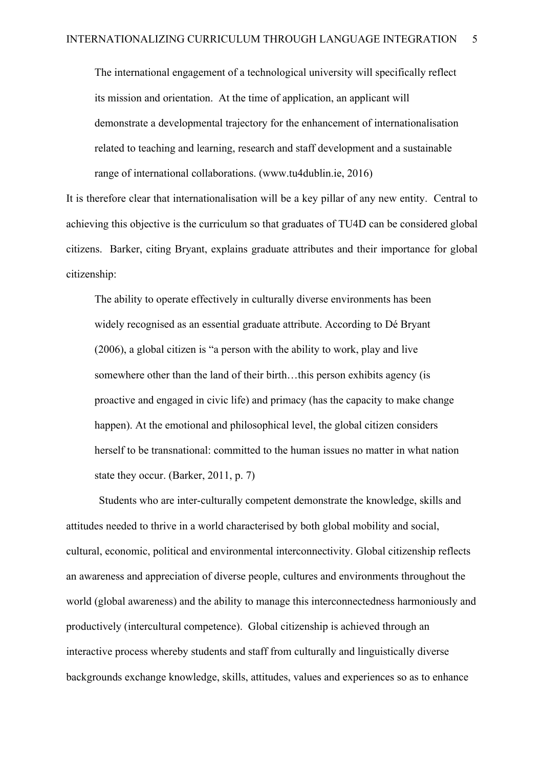> The international engagement of a technological university will specifically reflect its mission and orientation. At the time of application, an applicant will demonstrate a developmental trajectory for the enhancement of internationalisation related to teaching and learning, research and staff development and a sustainable range of international collaborations. (www.tu4dublin.ie, 2016)

It is therefore clear that internationalisation will be a key pillar of any new entity. Central to achieving this objective is the curriculum so that graduates of TU4D can be considered global citizens. Barker, citing Bryant, explains graduate attributes and their importance for global citizenship:

> The ability to operate effectively in culturally diverse environments has been widely recognised as an essential graduate attribute. According to Dé Bryant (2006), a global citizen is "a person with the ability to work, play and live somewhere other than the land of their birth…this person exhibits agency (is proactive and engaged in civic life) and primacy (has the capacity to make change happen). At the emotional and philosophical level, the global citizen considers herself to be transnational: committed to the human issues no matter in what nation state they occur. (Barker, 2011, p. 7)

Students who are inter-culturally competent demonstrate the knowledge, skills and attitudes needed to thrive in a world characterised by both global mobility and social, cultural, economic, political and environmental interconnectivity. Global citizenship reflects an awareness and appreciation of diverse people, cultures and environments throughout the world (global awareness) and the ability to manage this interconnectedness harmoniously and productively (intercultural competence). Global citizenship is achieved through an interactive process whereby students and staff from culturally and linguistically diverse backgrounds exchange knowledge, skills, attitudes, values and experiences so as to enhance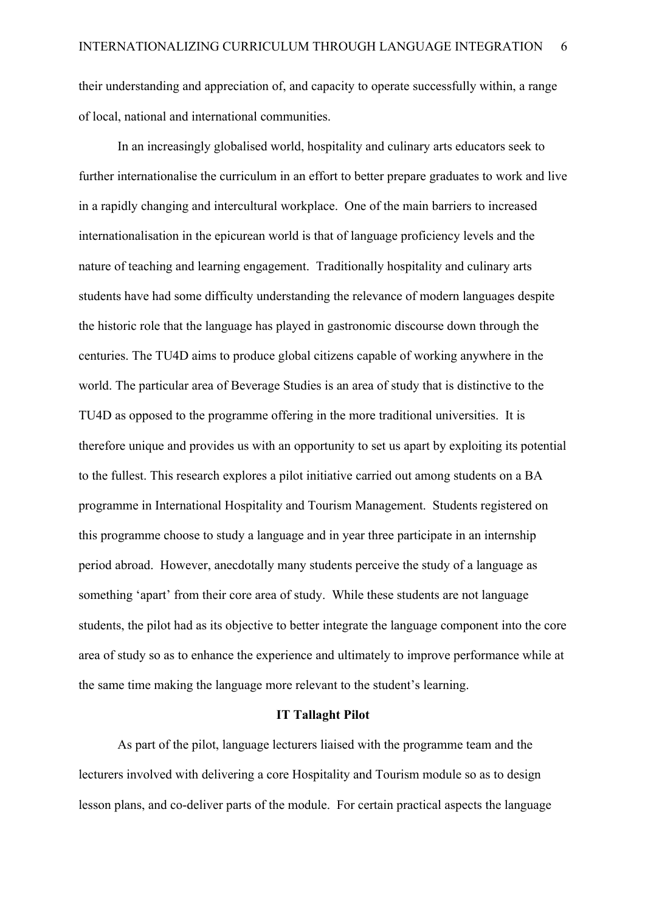their understanding and appreciation of, and capacity to operate successfully within, a range of local, national and international communities.

In an increasingly globalised world, hospitality and culinary arts educators seek to further internationalise the curriculum in an effort to better prepare graduates to work and live in a rapidly changing and intercultural workplace. One of the main barriers to increased internationalisation in the epicurean world is that of language proficiency levels and the nature of teaching and learning engagement. Traditionally hospitality and culinary arts students have had some difficulty understanding the relevance of modern languages despite the historic role that the language has played in gastronomic discourse down through the centuries. The TU4D aims to produce global citizens capable of working anywhere in the world. The particular area of Beverage Studies is an area of study that is distinctive to the TU4D as opposed to the programme offering in the more traditional universities. It is therefore unique and provides us with an opportunity to set us apart by exploiting its potential to the fullest. This research explores a pilot initiative carried out among students on a BA programme in International Hospitality and Tourism Management. Students registered on this programme choose to study a language and in year three participate in an internship period abroad. However, anecdotally many students perceive the study of a language as something 'apart' from their core area of study. While these students are not language students, the pilot had as its objective to better integrate the language component into the core area of study so as to enhance the experience and ultimately to improve performance while at the same time making the language more relevant to the student's learning.

**IT Tallaght Pilot**

As part of the pilot, language lecturers liaised with the programme team and the lecturers involved with delivering a core Hospitality and Tourism module so as to design lesson plans, and co-deliver parts of the module. For certain practical aspects the language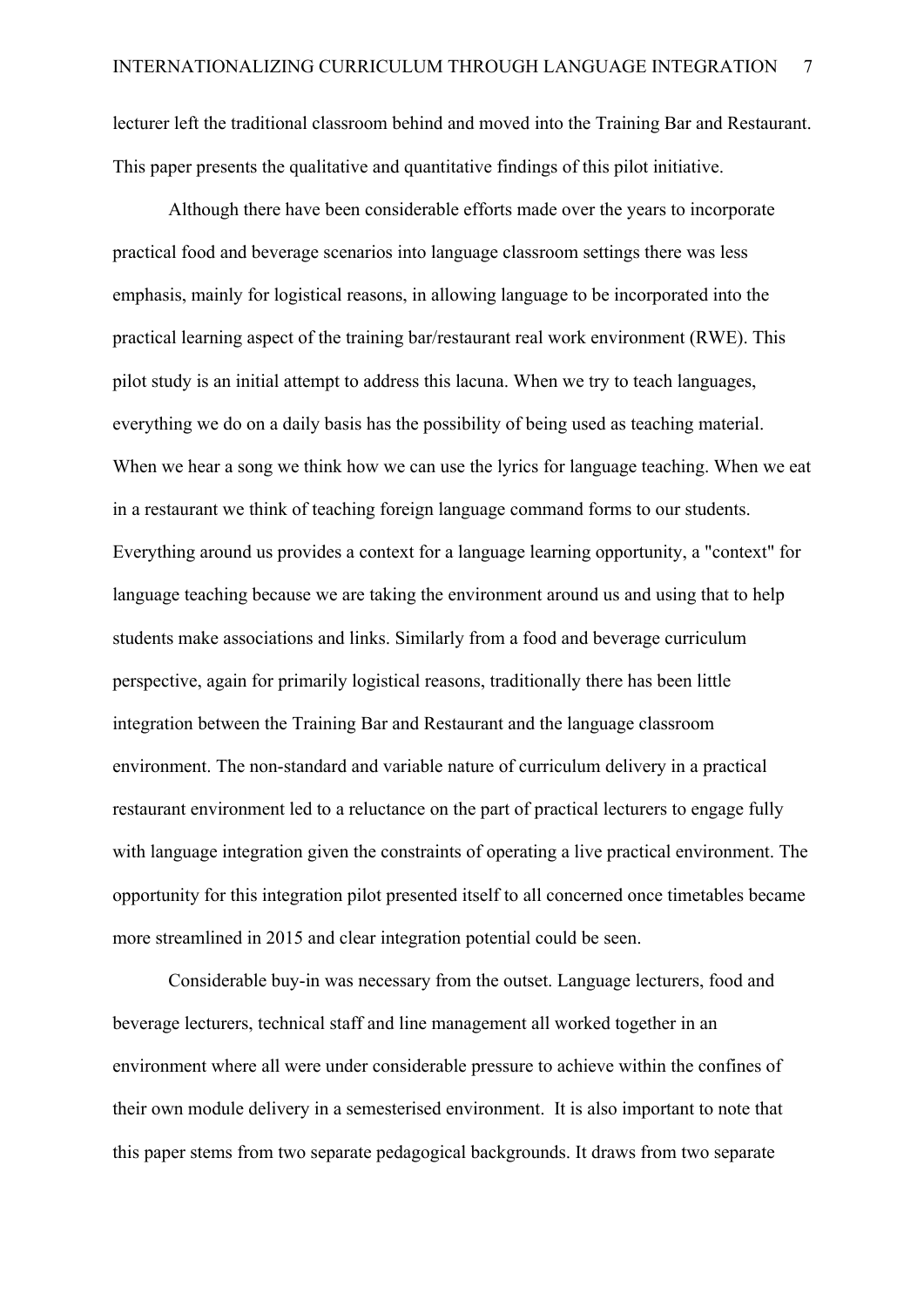lecturer left the traditional classroom behind and moved into the Training Bar and Restaurant. This paper presents the qualitative and quantitative findings of this pilot initiative.

Although there have been considerable efforts made over the years to incorporate practical food and beverage scenarios into language classroom settings there was less emphasis, mainly for logistical reasons, in allowing language to be incorporated into the practical learning aspect of the training bar/restaurant real work environment (RWE). This pilot study is an initial attempt to address this lacuna. When we try to teach languages, everything we do on a daily basis has the possibility of being used as teaching material. When we hear a song we think how we can use the lyrics for language teaching. When we eat in a restaurant we think of teaching foreign language command forms to our students. Everything around us provides a context for a language learning opportunity, a "context" for language teaching because we are taking the environment around us and using that to help students make associations and links. Similarly from a food and beverage curriculum perspective, again for primarily logistical reasons, traditionally there has been little integration between the Training Bar and Restaurant and the language classroom environment. The non-standard and variable nature of curriculum delivery in a practical restaurant environment led to a reluctance on the part of practical lecturers to engage fully with language integration given the constraints of operating a live practical environment. The opportunity for this integration pilot presented itself to all concerned once timetables became more streamlined in 2015 and clear integration potential could be seen.

Considerable buy-in was necessary from the outset. Language lecturers, food and beverage lecturers, technical staff and line management all worked together in an environment where all were under considerable pressure to achieve within the confines of their own module delivery in a semesterised environment. It is also important to note that this paper stems from two separate pedagogical backgrounds. It draws from two separate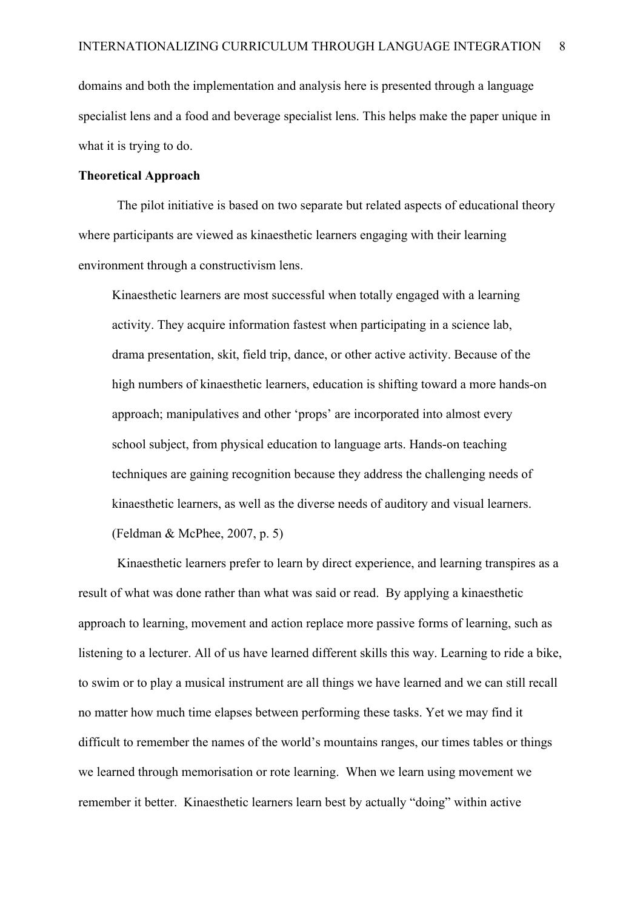domains and both the implementation and analysis here is presented through a language specialist lens and a food and beverage specialist lens. This helps make the paper unique in what it is trying to do.

**Theoretical Approach**

The pilot initiative is based on two separate but related aspects of educational theory where participants are viewed as kinaesthetic learners engaging with their learning environment through a constructivism lens.

> Kinaesthetic learners are most successful when totally engaged with a learning activity. They acquire information fastest when participating in a science lab, drama presentation, skit, field trip, dance, or other active activity. Because of the high numbers of kinaesthetic learners, education is shifting toward a more hands-on approach; manipulatives and other 'props' are incorporated into almost every school subject, from physical education to language arts. Hands-on teaching techniques are gaining recognition because they address the challenging needs of kinaesthetic learners, as well as the diverse needs of auditory and visual learners. (Feldman & McPhee, 2007, p. 5)

Kinaesthetic learners prefer to learn by direct experience, and learning transpires as a result of what was done rather than what was said or read. By applying a kinaesthetic approach to learning, movement and action replace more passive forms of learning, such as listening to a lecturer. All of us have learned different skills this way. Learning to ride a bike, to swim or to play a musical instrument are all things we have learned and we can still recall no matter how much time elapses between performing these tasks. Yet we may find it difficult to remember the names of the world's mountains ranges, our times tables or things we learned through memorisation or rote learning. When we learn using movement we remember it better. Kinaesthetic learners learn best by actually "doing" within active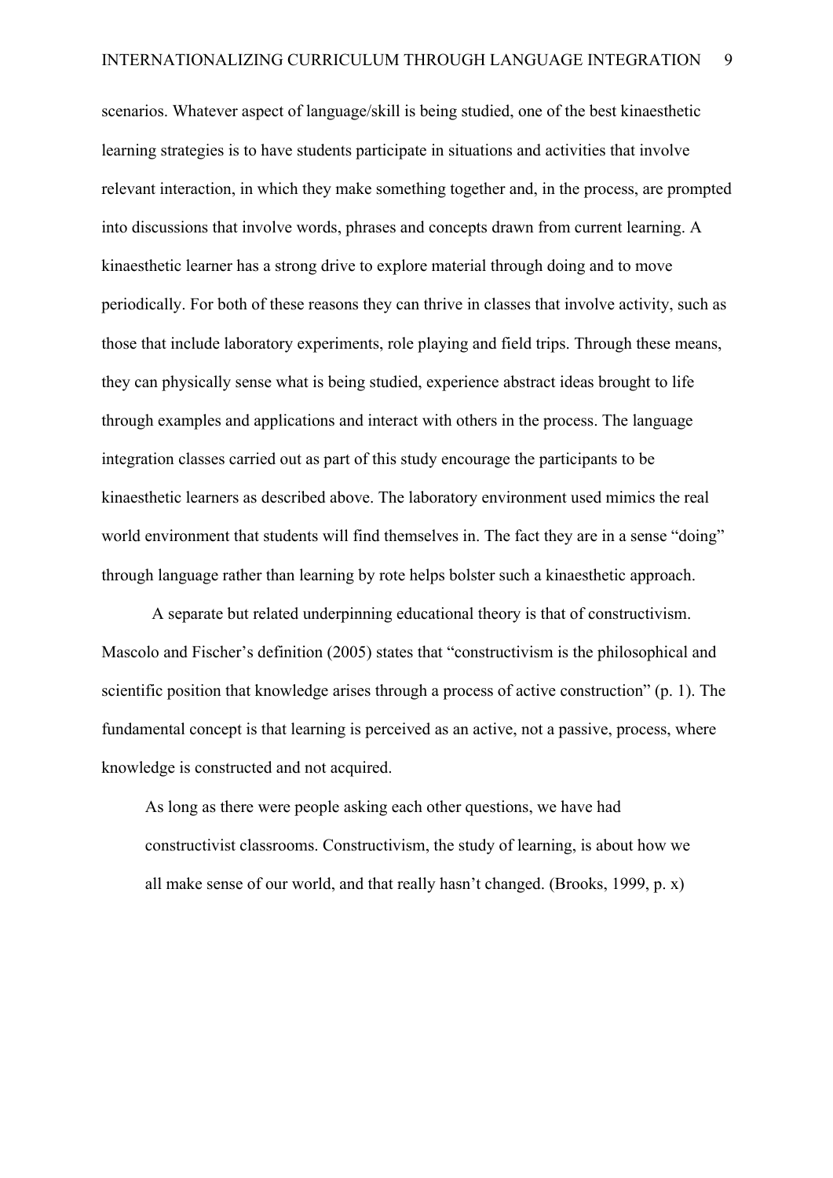scenarios. Whatever aspect of language/skill is being studied, one of the best kinaesthetic learning strategies is to have students participate in situations and activities that involve relevant interaction, in which they make something together and, in the process, are prompted into discussions that involve words, phrases and concepts drawn from current learning. A kinaesthetic learner has a strong drive to explore material through doing and to move periodically. For both of these reasons they can thrive in classes that involve activity, such as those that include laboratory experiments, role playing and field trips. Through these means, they can physically sense what is being studied, experience abstract ideas brought to life through examples and applications and interact with others in the process. The language integration classes carried out as part of this study encourage the participants to be kinaesthetic learners as described above. The laboratory environment used mimics the real world environment that students will find themselves in. The fact they are in a sense "doing" through language rather than learning by rote helps bolster such a kinaesthetic approach.

A separate but related underpinning educational theory is that of constructivism. Mascolo and Fischer's definition (2005) states that "constructivism is the philosophical and scientific position that knowledge arises through a process of active construction" (p. 1). The fundamental concept is that learning is perceived as an active, not a passive, process, where knowledge is constructed and not acquired.

> As long as there were people asking each other questions, we have had constructivist classrooms. Constructivism, the study of learning, is about how we all make sense of our world, and that really hasn't changed. (Brooks, 1999, p. x)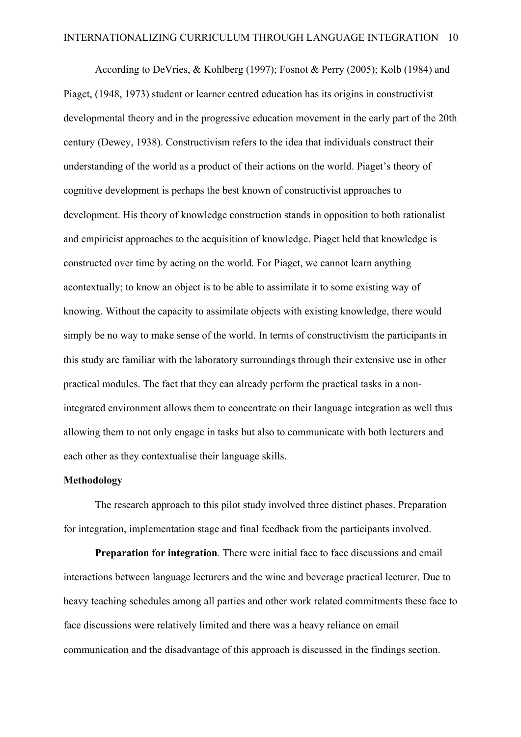According to DeVries, & Kohlberg (1997); Fosnot & Perry (2005); Kolb (1984) and Piaget, (1948, 1973) student or learner centred education has its origins in constructivist developmental theory and in the progressive education movement in the early part of the 20th century (Dewey, 1938). Constructivism refers to the idea that individuals construct their understanding of the world as a product of their actions on the world. Piaget's theory of cognitive development is perhaps the best known of constructivist approaches to development. His theory of knowledge construction stands in opposition to both rationalist and empiricist approaches to the acquisition of knowledge. Piaget held that knowledge is constructed over time by acting on the world. For Piaget, we cannot learn anything acontextually; to know an object is to be able to assimilate it to some existing way of knowing. Without the capacity to assimilate objects with existing knowledge, there would simply be no way to make sense of the world. In terms of constructivism the participants in this study are familiar with the laboratory surroundings through their extensive use in other practical modules. The fact that they can already perform the practical tasks in a non-integrated environment allows them to concentrate on their language integration as well thus allowing them to not only engage in tasks but also to communicate with both lecturers and each other as they contextualise their language skills.

## Methodology

The research approach to this pilot study involved three distinct phases. Preparation for integration, implementation stage and final feedback from the participants involved.

**Preparation for integration**. There were initial face to face discussions and email interactions between language lecturers and the wine and beverage practical lecturer. Due to heavy teaching schedules among all parties and other work related commitments these face to face discussions were relatively limited and there was a heavy reliance on email communication and the disadvantage of this approach is discussed in the findings section.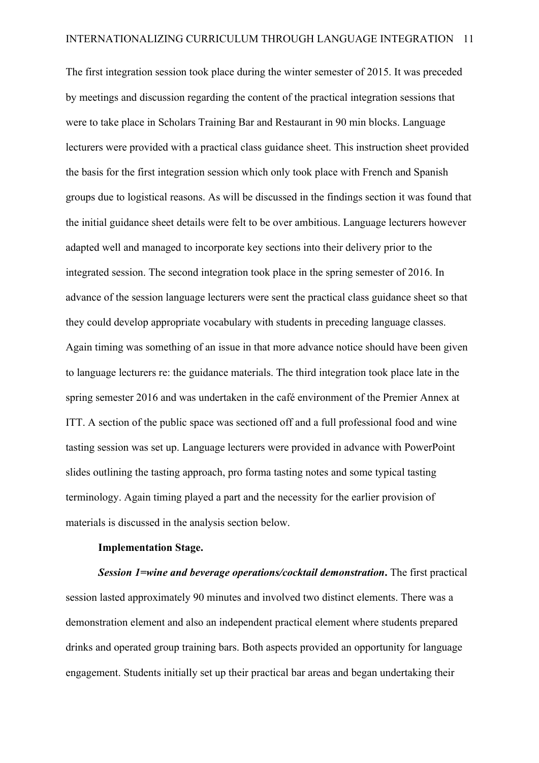The first integration session took place during the winter semester of 2015. It was preceded by meetings and discussion regarding the content of the practical integration sessions that were to take place in Scholars Training Bar and Restaurant in 90 min blocks. Language lecturers were provided with a practical class guidance sheet. This instruction sheet provided the basis for the first integration session which only took place with French and Spanish groups due to logistical reasons. As will be discussed in the findings section it was found that the initial guidance sheet details were felt to be over ambitious. Language lecturers however adapted well and managed to incorporate key sections into their delivery prior to the integrated session. The second integration took place in the spring semester of 2016. In advance of the session language lecturers were sent the practical class guidance sheet so that they could develop appropriate vocabulary with students in preceding language classes. Again timing was something of an issue in that more advance notice should have been given to language lecturers re: the guidance materials. The third integration took place late in the spring semester 2016 and was undertaken in the café environment of the Premier Annex at ITT. A section of the public space was sectioned off and a full professional food and wine tasting session was set up. Language lecturers were provided in advance with PowerPoint slides outlining the tasting approach, pro forma tasting notes and some typical tasting terminology. Again timing played a part and the necessity for the earlier provision of materials is discussed in the analysis section below.

**Implementation Stage.**

***Session 1=wine and beverage operations/cocktail demonstration*.** The first practical session lasted approximately 90 minutes and involved two distinct elements. There was a demonstration element and also an independent practical element where students prepared drinks and operated group training bars. Both aspects provided an opportunity for language engagement. Students initially set up their practical bar areas and began undertaking their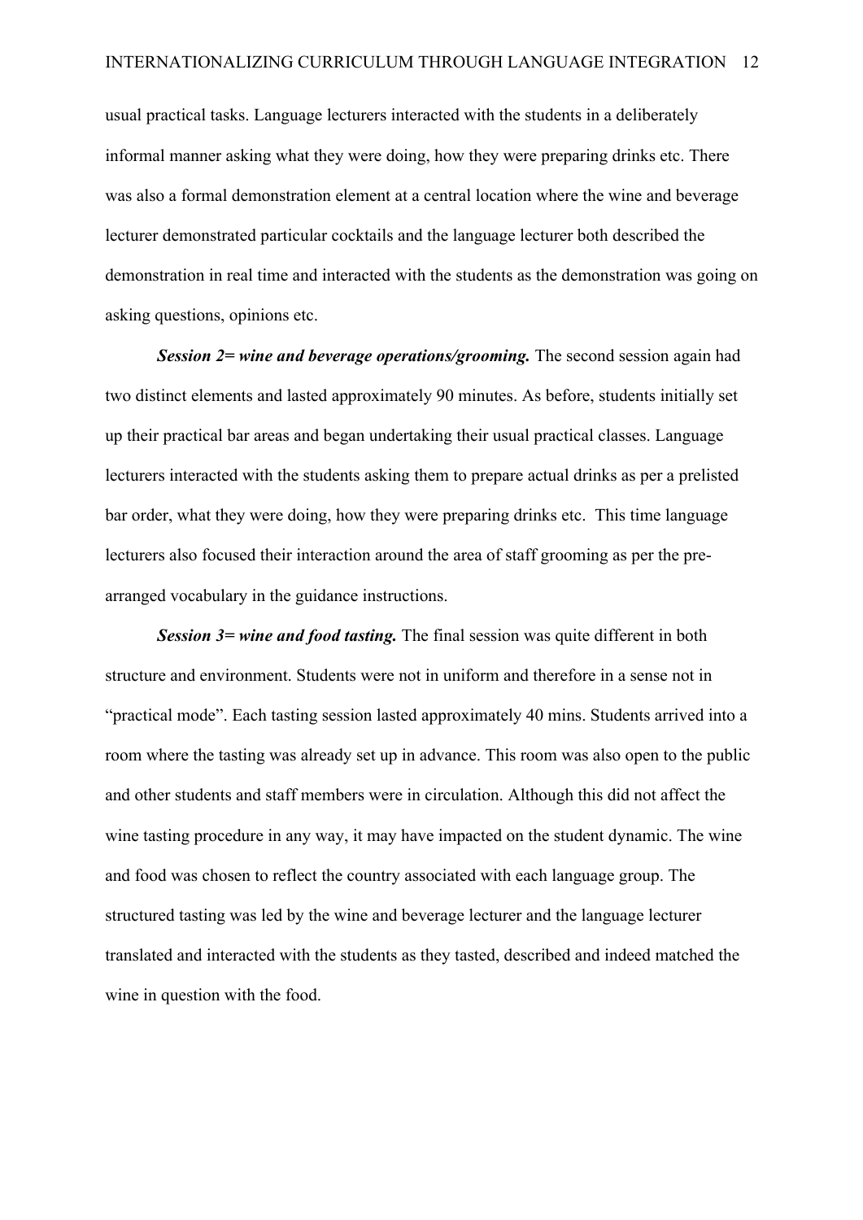usual practical tasks. Language lecturers interacted with the students in a deliberately informal manner asking what they were doing, how they were preparing drinks etc. There was also a formal demonstration element at a central location where the wine and beverage lecturer demonstrated particular cocktails and the language lecturer both described the demonstration in real time and interacted with the students as the demonstration was going on asking questions, opinions etc.

***Session 2= wine and beverage operations/grooming.*** The second session again had two distinct elements and lasted approximately 90 minutes. As before, students initially set up their practical bar areas and began undertaking their usual practical classes. Language lecturers interacted with the students asking them to prepare actual drinks as per a prelisted bar order, what they were doing, how they were preparing drinks etc. This time language lecturers also focused their interaction around the area of staff grooming as per the pre-arranged vocabulary in the guidance instructions.

***Session 3= wine and food tasting.*** The final session was quite different in both structure and environment. Students were not in uniform and therefore in a sense not in "practical mode". Each tasting session lasted approximately 40 mins. Students arrived into a room where the tasting was already set up in advance. This room was also open to the public and other students and staff members were in circulation. Although this did not affect the wine tasting procedure in any way, it may have impacted on the student dynamic. The wine and food was chosen to reflect the country associated with each language group. The structured tasting was led by the wine and beverage lecturer and the language lecturer translated and interacted with the students as they tasted, described and indeed matched the wine in question with the food.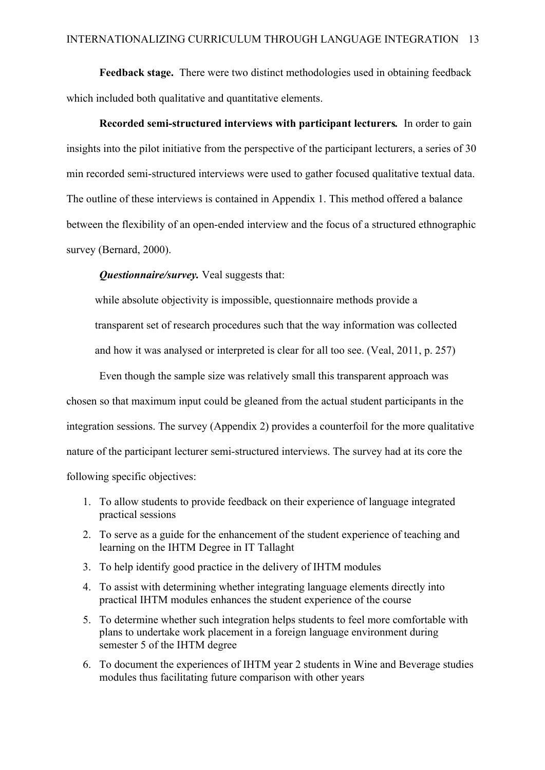**Feedback stage.** There were two distinct methodologies used in obtaining feedback which included both qualitative and quantitative elements.

**Recorded semi-structured interviews with participant lecturers.** In order to gain insights into the pilot initiative from the perspective of the participant lecturers, a series of 30 min recorded semi-structured interviews were used to gather focused qualitative textual data. The outline of these interviews is contained in Appendix 1. This method offered a balance between the flexibility of an open-ended interview and the focus of a structured ethnographic survey (Bernard, 2000).

***Questionnaire/survey.*** Veal suggests that:

> while absolute objectivity is impossible, questionnaire methods provide a transparent set of research procedures such that the way information was collected and how it was analysed or interpreted is clear for all too see. (Veal, 2011, p. 257)

Even though the sample size was relatively small this transparent approach was chosen so that maximum input could be gleaned from the actual student participants in the integration sessions. The survey (Appendix 2) provides a counterfoil for the more qualitative nature of the participant lecturer semi-structured interviews. The survey had at its core the following specific objectives:

1. To allow students to provide feedback on their experience of language integrated practical sessions
2. To serve as a guide for the enhancement of the student experience of teaching and learning on the IHTM Degree in IT Tallaght
3. To help identify good practice in the delivery of IHTM modules
4. To assist with determining whether integrating language elements directly into practical IHTM modules enhances the student experience of the course
5. To determine whether such integration helps students to feel more comfortable with plans to undertake work placement in a foreign language environment during semester 5 of the IHTM degree
6. To document the experiences of IHTM year 2 students in Wine and Beverage studies modules thus facilitating future comparison with other years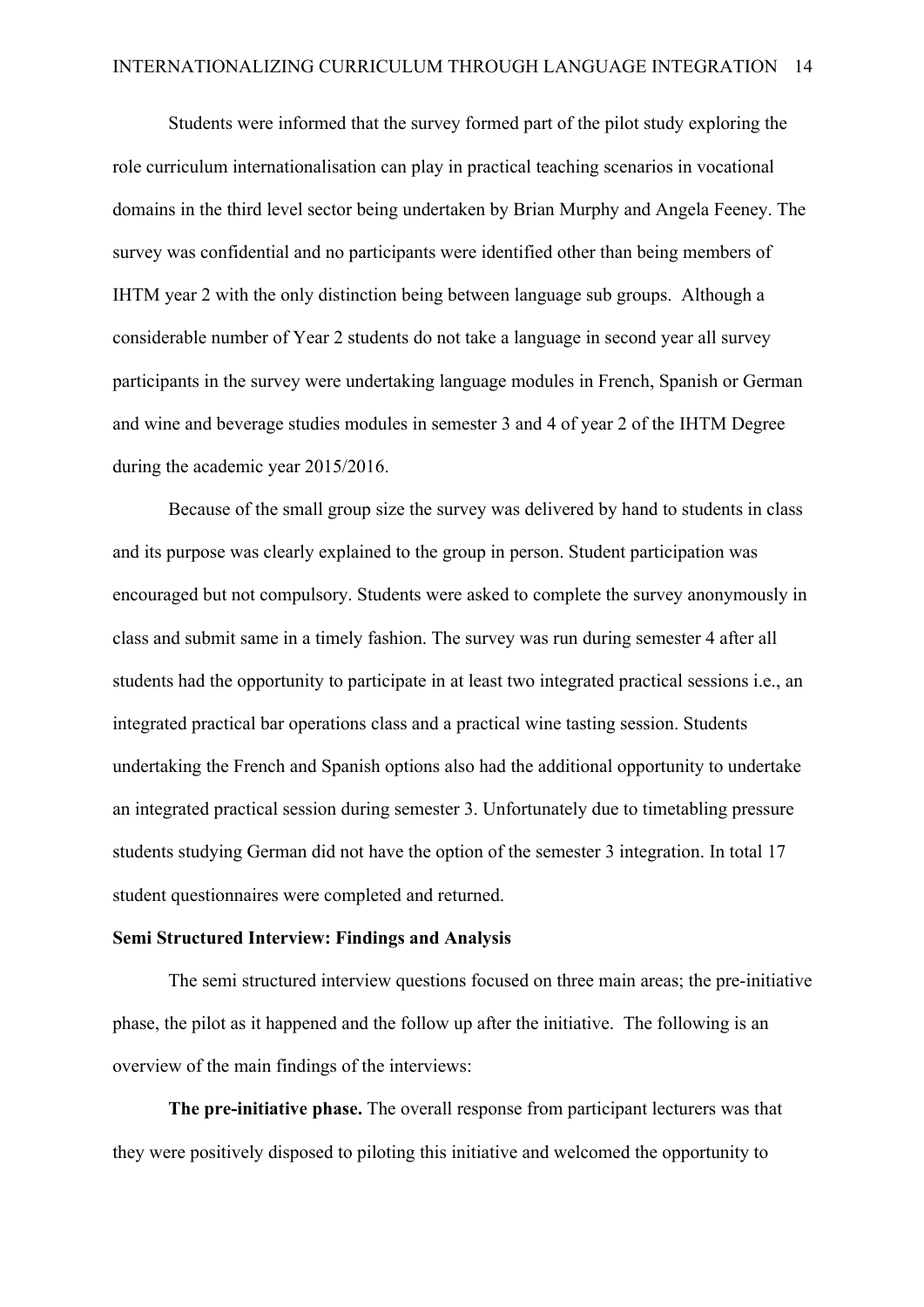Students were informed that the survey formed part of the pilot study exploring the role curriculum internationalisation can play in practical teaching scenarios in vocational domains in the third level sector being undertaken by Brian Murphy and Angela Feeney. The survey was confidential and no participants were identified other than being members of IHTM year 2 with the only distinction being between language sub groups. Although a considerable number of Year 2 students do not take a language in second year all survey participants in the survey were undertaking language modules in French, Spanish or German and wine and beverage studies modules in semester 3 and 4 of year 2 of the IHTM Degree during the academic year 2015/2016.

Because of the small group size the survey was delivered by hand to students in class and its purpose was clearly explained to the group in person. Student participation was encouraged but not compulsory. Students were asked to complete the survey anonymously in class and submit same in a timely fashion. The survey was run during semester 4 after all students had the opportunity to participate in at least two integrated practical sessions i.e., an integrated practical bar operations class and a practical wine tasting session. Students undertaking the French and Spanish options also had the additional opportunity to undertake an integrated practical session during semester 3. Unfortunately due to timetabling pressure students studying German did not have the option of the semester 3 integration. In total 17 student questionnaires were completed and returned.

## Semi Structured Interview: Findings and Analysis

The semi structured interview questions focused on three main areas; the pre-initiative phase, the pilot as it happened and the follow up after the initiative. The following is an overview of the main findings of the interviews:

**The pre-initiative phase.** The overall response from participant lecturers was that they were positively disposed to piloting this initiative and welcomed the opportunity to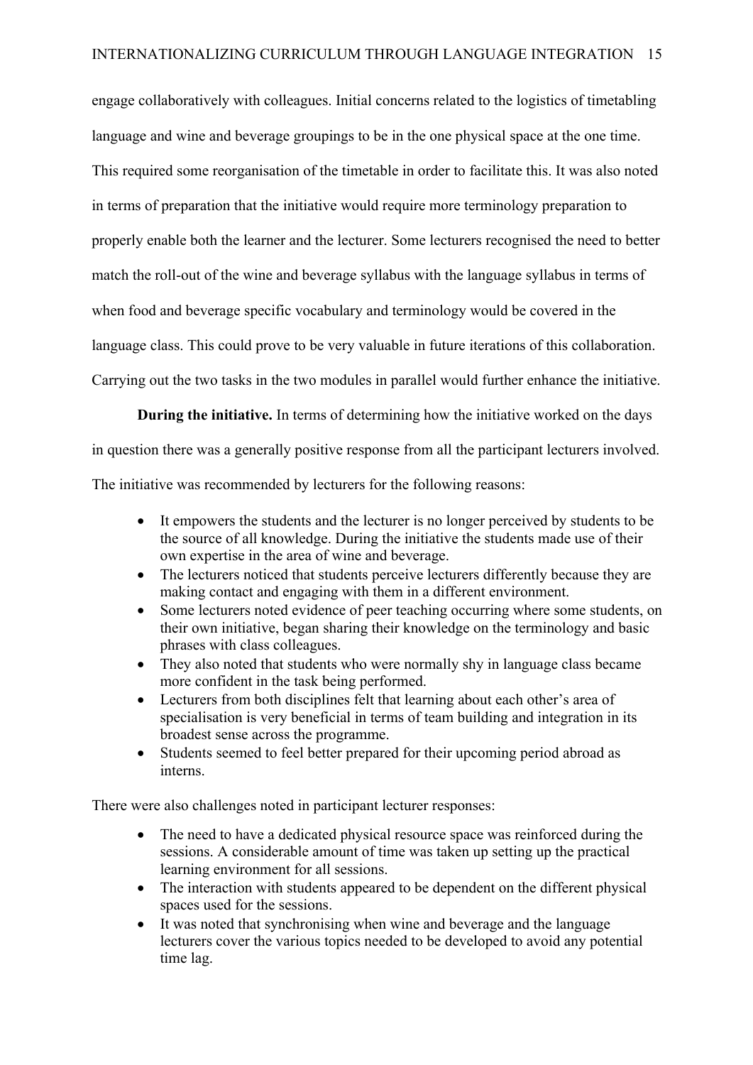engage collaboratively with colleagues. Initial concerns related to the logistics of timetabling language and wine and beverage groupings to be in the one physical space at the one time. This required some reorganisation of the timetable in order to facilitate this. It was also noted in terms of preparation that the initiative would require more terminology preparation to properly enable both the learner and the lecturer. Some lecturers recognised the need to better match the roll-out of the wine and beverage syllabus with the language syllabus in terms of when food and beverage specific vocabulary and terminology would be covered in the language class. This could prove to be very valuable in future iterations of this collaboration. Carrying out the two tasks in the two modules in parallel would further enhance the initiative.

**During the initiative.** In terms of determining how the initiative worked on the days in question there was a generally positive response from all the participant lecturers involved. The initiative was recommended by lecturers for the following reasons:

- It empowers the students and the lecturer is no longer perceived by students to be the source of all knowledge. During the initiative the students made use of their own expertise in the area of wine and beverage.
- The lecturers noticed that students perceive lecturers differently because they are making contact and engaging with them in a different environment.
- Some lecturers noted evidence of peer teaching occurring where some students, on their own initiative, began sharing their knowledge on the terminology and basic phrases with class colleagues.
- They also noted that students who were normally shy in language class became more confident in the task being performed.
- Lecturers from both disciplines felt that learning about each other's area of specialisation is very beneficial in terms of team building and integration in its broadest sense across the programme.
- Students seemed to feel better prepared for their upcoming period abroad as interns.

There were also challenges noted in participant lecturer responses:

- The need to have a dedicated physical resource space was reinforced during the sessions. A considerable amount of time was taken up setting up the practical learning environment for all sessions.
- The interaction with students appeared to be dependent on the different physical spaces used for the sessions.
- It was noted that synchronising when wine and beverage and the language lecturers cover the various topics needed to be developed to avoid any potential time lag.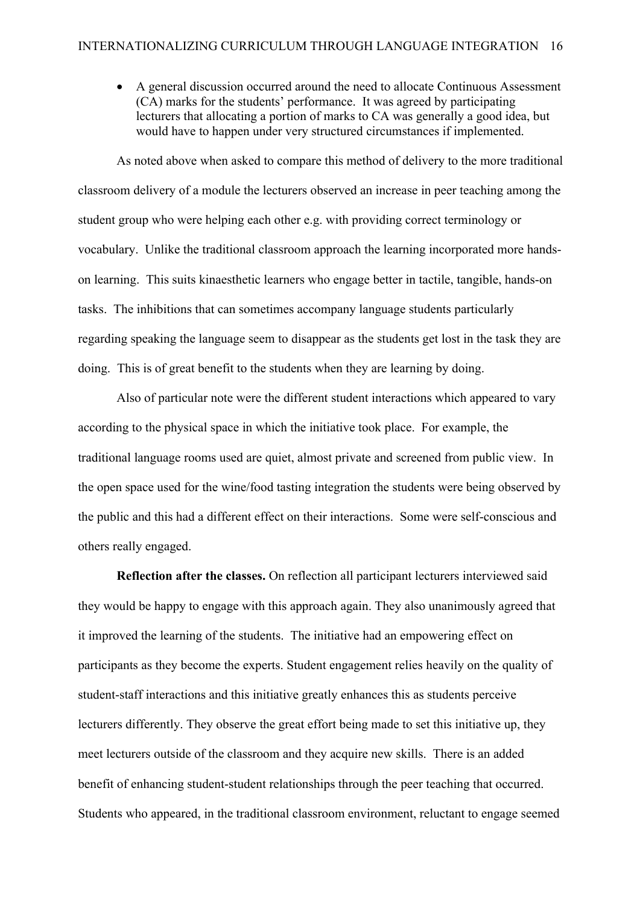- A general discussion occurred around the need to allocate Continuous Assessment (CA) marks for the students' performance. It was agreed by participating lecturers that allocating a portion of marks to CA was generally a good idea, but would have to happen under very structured circumstances if implemented.

As noted above when asked to compare this method of delivery to the more traditional classroom delivery of a module the lecturers observed an increase in peer teaching among the student group who were helping each other e.g. with providing correct terminology or vocabulary. Unlike the traditional classroom approach the learning incorporated more hands-on learning. This suits kinaesthetic learners who engage better in tactile, tangible, hands-on tasks. The inhibitions that can sometimes accompany language students particularly regarding speaking the language seem to disappear as the students get lost in the task they are doing. This is of great benefit to the students when they are learning by doing.

Also of particular note were the different student interactions which appeared to vary according to the physical space in which the initiative took place. For example, the traditional language rooms used are quiet, almost private and screened from public view. In the open space used for the wine/food tasting integration the students were being observed by the public and this had a different effect on their interactions. Some were self-conscious and others really engaged.

**Reflection after the classes.** On reflection all participant lecturers interviewed said they would be happy to engage with this approach again. They also unanimously agreed that it improved the learning of the students. The initiative had an empowering effect on participants as they become the experts. Student engagement relies heavily on the quality of student-staff interactions and this initiative greatly enhances this as students perceive lecturers differently. They observe the great effort being made to set this initiative up, they meet lecturers outside of the classroom and they acquire new skills. There is an added benefit of enhancing student-student relationships through the peer teaching that occurred. Students who appeared, in the traditional classroom environment, reluctant to engage seemed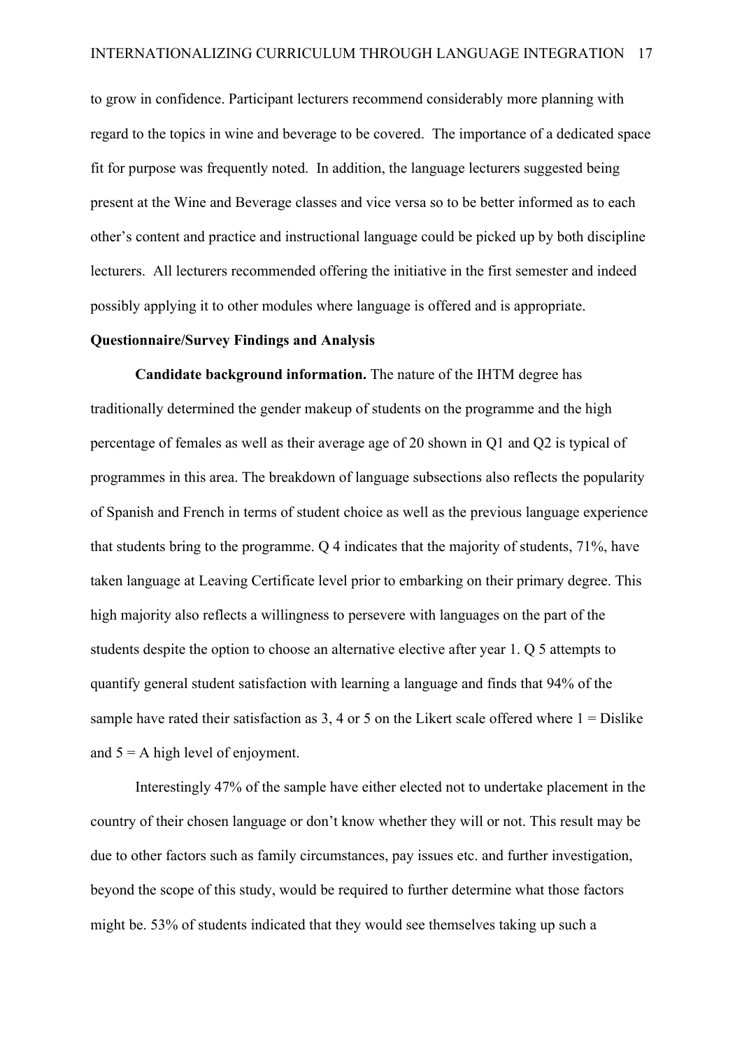to grow in confidence. Participant lecturers recommend considerably more planning with regard to the topics in wine and beverage to be covered. The importance of a dedicated space fit for purpose was frequently noted. In addition, the language lecturers suggested being present at the Wine and Beverage classes and vice versa so to be better informed as to each other's content and practice and instructional language could be picked up by both discipline lecturers. All lecturers recommended offering the initiative in the first semester and indeed possibly applying it to other modules where language is offered and is appropriate.

**Questionnaire/Survey Findings and Analysis**

**Candidate background information.** The nature of the IHTM degree has traditionally determined the gender makeup of students on the programme and the high percentage of females as well as their average age of 20 shown in Q1 and Q2 is typical of programmes in this area. The breakdown of language subsections also reflects the popularity of Spanish and French in terms of student choice as well as the previous language experience that students bring to the programme. Q 4 indicates that the majority of students, 71%, have taken language at Leaving Certificate level prior to embarking on their primary degree. This high majority also reflects a willingness to persevere with languages on the part of the students despite the option to choose an alternative elective after year 1. Q 5 attempts to quantify general student satisfaction with learning a language and finds that 94% of the sample have rated their satisfaction as 3, 4 or 5 on the Likert scale offered where 1 = Dislike and 5 = A high level of enjoyment.

Interestingly 47% of the sample have either elected not to undertake placement in the country of their chosen language or don't know whether they will or not. This result may be due to other factors such as family circumstances, pay issues etc. and further investigation, beyond the scope of this study, would be required to further determine what those factors might be. 53% of students indicated that they would see themselves taking up such a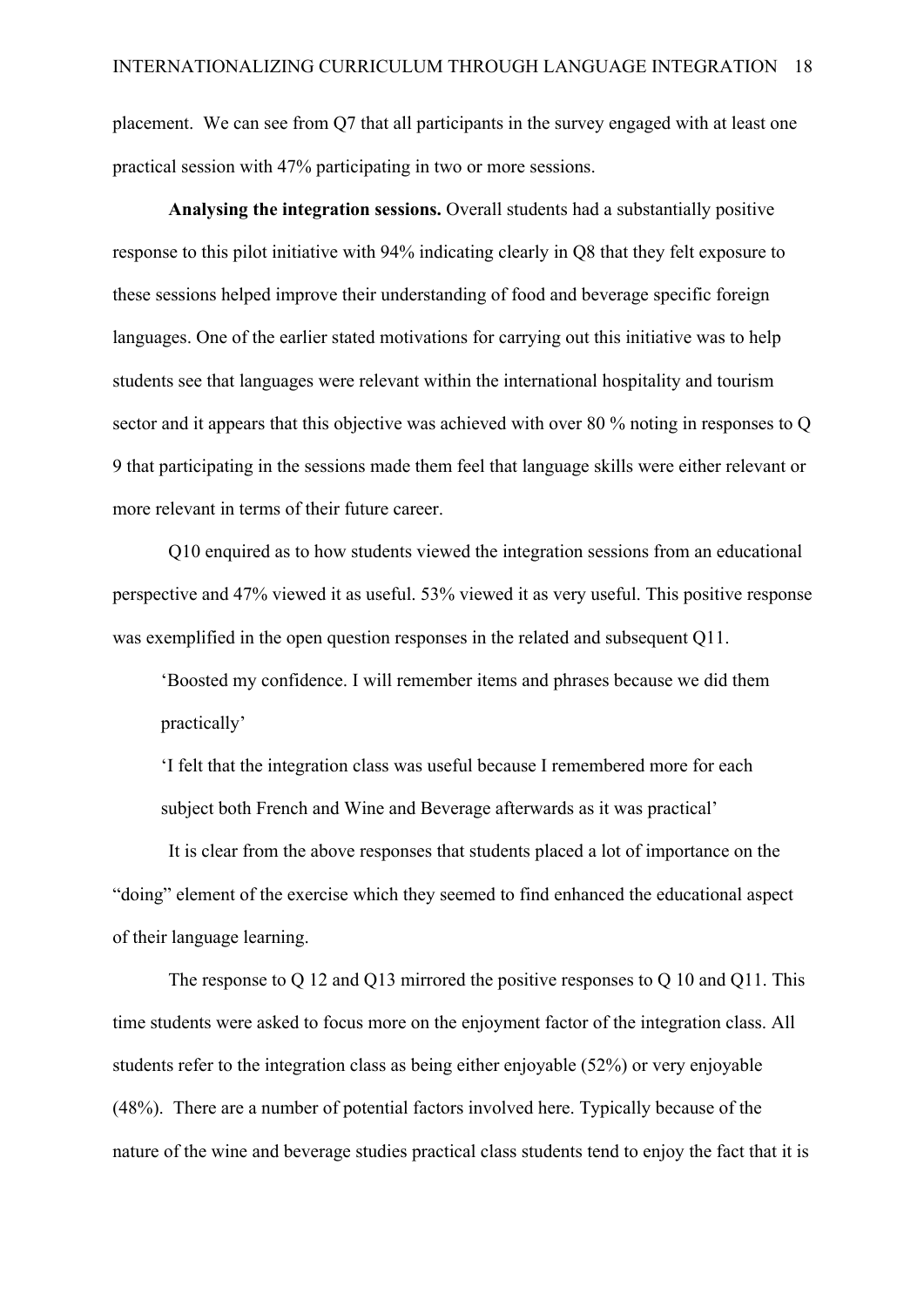placement. We can see from Q7 that all participants in the survey engaged with at least one practical session with 47% participating in two or more sessions.

**Analysing the integration sessions.** Overall students had a substantially positive response to this pilot initiative with 94% indicating clearly in Q8 that they felt exposure to these sessions helped improve their understanding of food and beverage specific foreign languages. One of the earlier stated motivations for carrying out this initiative was to help students see that languages were relevant within the international hospitality and tourism sector and it appears that this objective was achieved with over 80 % noting in responses to Q 9 that participating in the sessions made them feel that language skills were either relevant or more relevant in terms of their future career.

Q10 enquired as to how students viewed the integration sessions from an educational perspective and 47% viewed it as useful. 53% viewed it as very useful. This positive response was exemplified in the open question responses in the related and subsequent Q11.

> 'Boosted my confidence. I will remember items and phrases because we did them practically'
>
> 'I felt that the integration class was useful because I remembered more for each subject both French and Wine and Beverage afterwards as it was practical'

It is clear from the above responses that students placed a lot of importance on the "doing" element of the exercise which they seemed to find enhanced the educational aspect of their language learning.

The response to Q 12 and Q13 mirrored the positive responses to Q 10 and Q11. This time students were asked to focus more on the enjoyment factor of the integration class. All students refer to the integration class as being either enjoyable (52%) or very enjoyable (48%). There are a number of potential factors involved here. Typically because of the nature of the wine and beverage studies practical class students tend to enjoy the fact that it is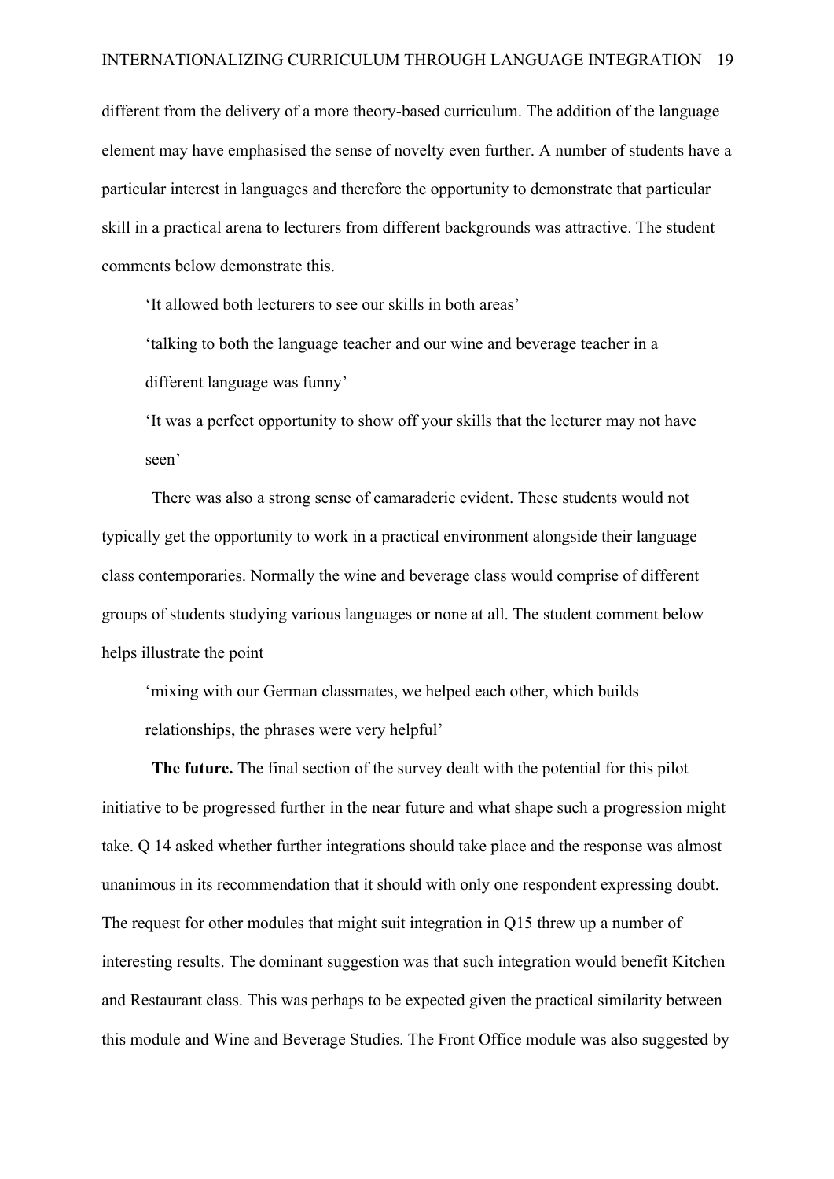different from the delivery of a more theory-based curriculum. The addition of the language element may have emphasised the sense of novelty even further. A number of students have a particular interest in languages and therefore the opportunity to demonstrate that particular skill in a practical arena to lecturers from different backgrounds was attractive. The student comments below demonstrate this.

> 'It allowed both lecturers to see our skills in both areas'
>
> 'talking to both the language teacher and our wine and beverage teacher in a different language was funny'
>
> 'It was a perfect opportunity to show off your skills that the lecturer may not have seen'

There was also a strong sense of camaraderie evident. These students would not typically get the opportunity to work in a practical environment alongside their language class contemporaries. Normally the wine and beverage class would comprise of different groups of students studying various languages or none at all. The student comment below helps illustrate the point

> 'mixing with our German classmates, we helped each other, which builds relationships, the phrases were very helpful'

**The future.** The final section of the survey dealt with the potential for this pilot initiative to be progressed further in the near future and what shape such a progression might take. Q 14 asked whether further integrations should take place and the response was almost unanimous in its recommendation that it should with only one respondent expressing doubt. The request for other modules that might suit integration in Q15 threw up a number of interesting results. The dominant suggestion was that such integration would benefit Kitchen and Restaurant class. This was perhaps to be expected given the practical similarity between this module and Wine and Beverage Studies. The Front Office module was also suggested by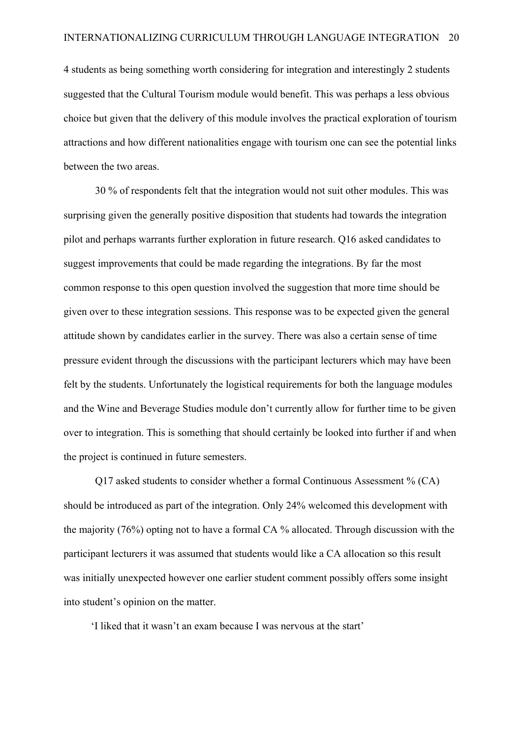4 students as being something worth considering for integration and interestingly 2 students suggested that the Cultural Tourism module would benefit. This was perhaps a less obvious choice but given that the delivery of this module involves the practical exploration of tourism attractions and how different nationalities engage with tourism one can see the potential links between the two areas.

30 % of respondents felt that the integration would not suit other modules. This was surprising given the generally positive disposition that students had towards the integration pilot and perhaps warrants further exploration in future research. Q16 asked candidates to suggest improvements that could be made regarding the integrations. By far the most common response to this open question involved the suggestion that more time should be given over to these integration sessions. This response was to be expected given the general attitude shown by candidates earlier in the survey. There was also a certain sense of time pressure evident through the discussions with the participant lecturers which may have been felt by the students. Unfortunately the logistical requirements for both the language modules and the Wine and Beverage Studies module don't currently allow for further time to be given over to integration. This is something that should certainly be looked into further if and when the project is continued in future semesters.

Q17 asked students to consider whether a formal Continuous Assessment % (CA) should be introduced as part of the integration. Only 24% welcomed this development with the majority (76%) opting not to have a formal CA % allocated. Through discussion with the participant lecturers it was assumed that students would like a CA allocation so this result was initially unexpected however one earlier student comment possibly offers some insight into student's opinion on the matter.

'I liked that it wasn't an exam because I was nervous at the start'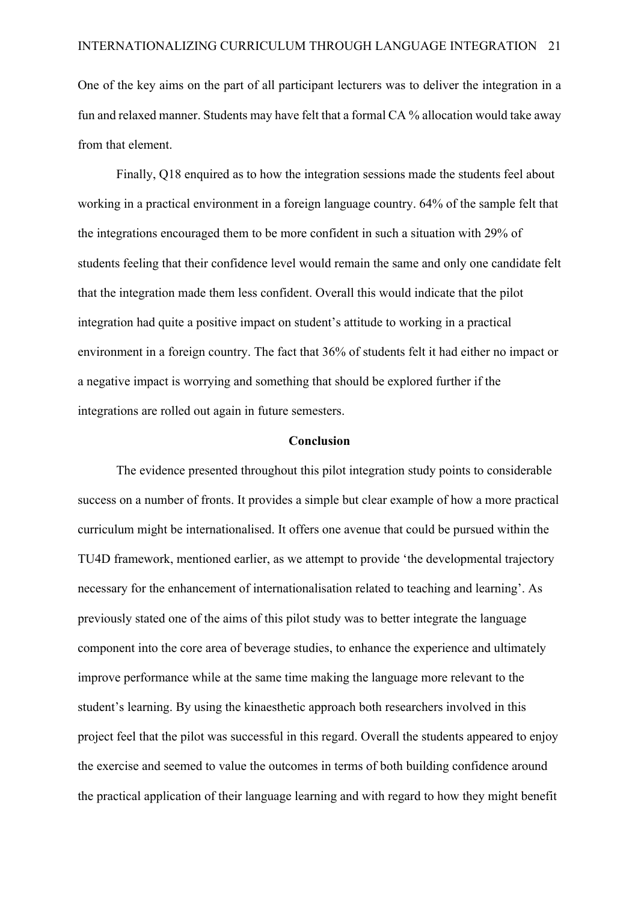One of the key aims on the part of all participant lecturers was to deliver the integration in a fun and relaxed manner. Students may have felt that a formal CA % allocation would take away from that element.

Finally, Q18 enquired as to how the integration sessions made the students feel about working in a practical environment in a foreign language country. 64% of the sample felt that the integrations encouraged them to be more confident in such a situation with 29% of students feeling that their confidence level would remain the same and only one candidate felt that the integration made them less confident. Overall this would indicate that the pilot integration had quite a positive impact on student's attitude to working in a practical environment in a foreign country. The fact that 36% of students felt it had either no impact or a negative impact is worrying and something that should be explored further if the integrations are rolled out again in future semesters.

## Conclusion

The evidence presented throughout this pilot integration study points to considerable success on a number of fronts. It provides a simple but clear example of how a more practical curriculum might be internationalised. It offers one avenue that could be pursued within the TU4D framework, mentioned earlier, as we attempt to provide 'the developmental trajectory necessary for the enhancement of internationalisation related to teaching and learning'. As previously stated one of the aims of this pilot study was to better integrate the language component into the core area of beverage studies, to enhance the experience and ultimately improve performance while at the same time making the language more relevant to the student's learning. By using the kinaesthetic approach both researchers involved in this project feel that the pilot was successful in this regard. Overall the students appeared to enjoy the exercise and seemed to value the outcomes in terms of both building confidence around the practical application of their language learning and with regard to how they might benefit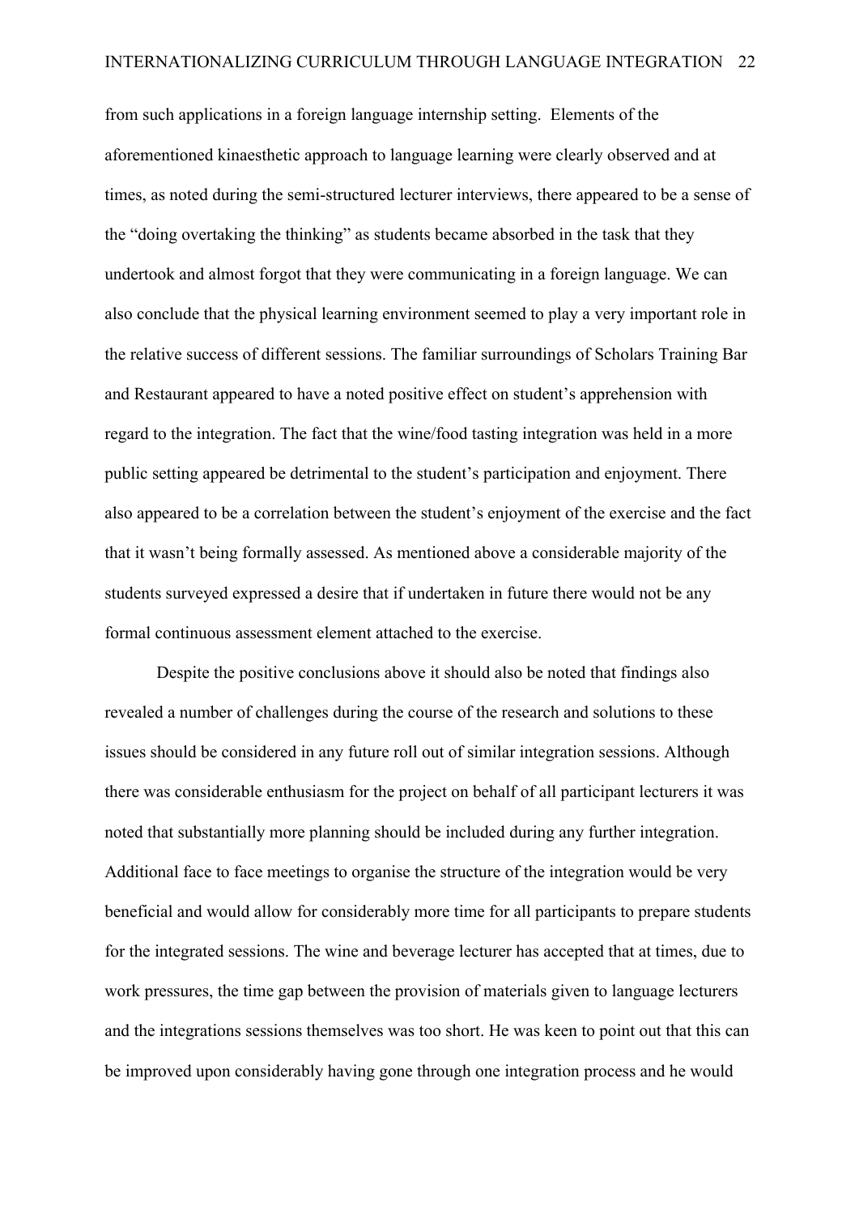from such applications in a foreign language internship setting. Elements of the aforementioned kinaesthetic approach to language learning were clearly observed and at times, as noted during the semi-structured lecturer interviews, there appeared to be a sense of the "doing overtaking the thinking" as students became absorbed in the task that they undertook and almost forgot that they were communicating in a foreign language. We can also conclude that the physical learning environment seemed to play a very important role in the relative success of different sessions. The familiar surroundings of Scholars Training Bar and Restaurant appeared to have a noted positive effect on student's apprehension with regard to the integration. The fact that the wine/food tasting integration was held in a more public setting appeared be detrimental to the student's participation and enjoyment. There also appeared to be a correlation between the student's enjoyment of the exercise and the fact that it wasn't being formally assessed. As mentioned above a considerable majority of the students surveyed expressed a desire that if undertaken in future there would not be any formal continuous assessment element attached to the exercise.

Despite the positive conclusions above it should also be noted that findings also revealed a number of challenges during the course of the research and solutions to these issues should be considered in any future roll out of similar integration sessions. Although there was considerable enthusiasm for the project on behalf of all participant lecturers it was noted that substantially more planning should be included during any further integration. Additional face to face meetings to organise the structure of the integration would be very beneficial and would allow for considerably more time for all participants to prepare students for the integrated sessions. The wine and beverage lecturer has accepted that at times, due to work pressures, the time gap between the provision of materials given to language lecturers and the integrations sessions themselves was too short. He was keen to point out that this can be improved upon considerably having gone through one integration process and he would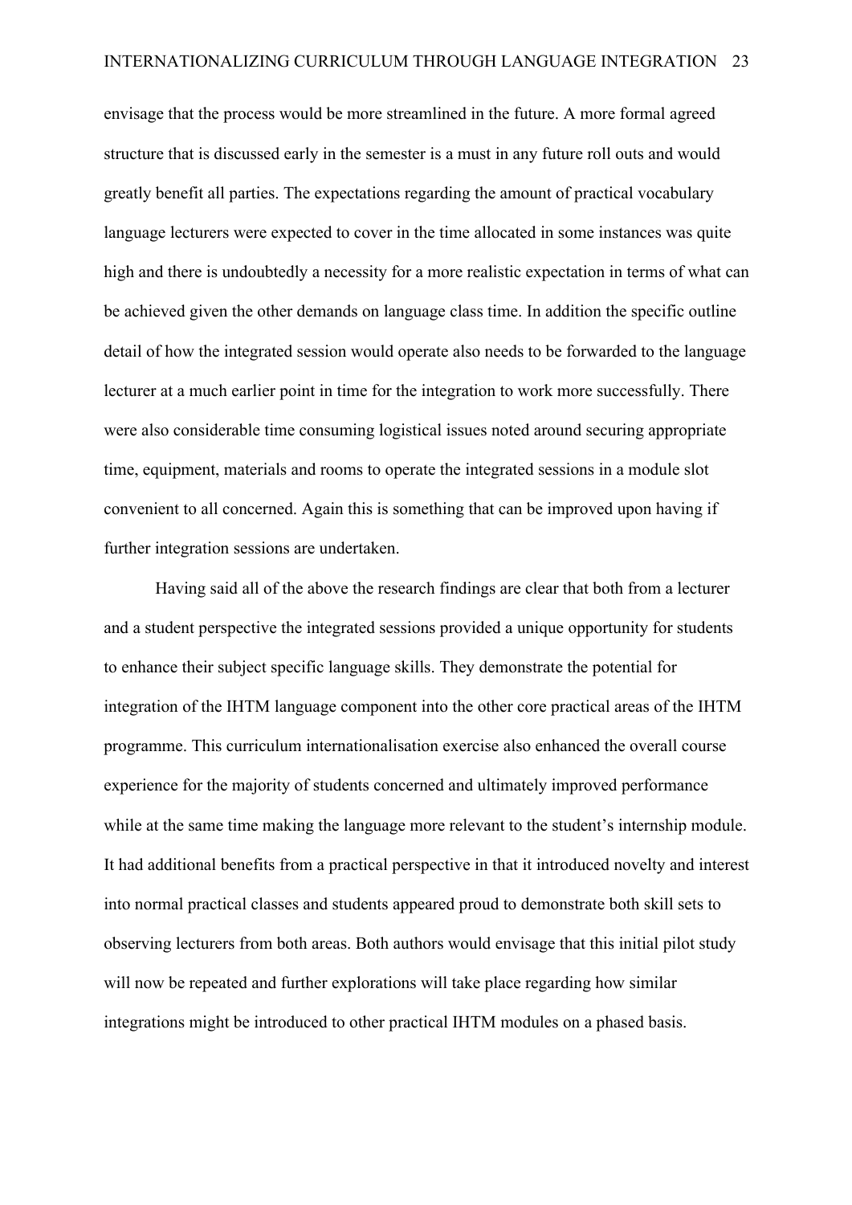envisage that the process would be more streamlined in the future. A more formal agreed structure that is discussed early in the semester is a must in any future roll outs and would greatly benefit all parties. The expectations regarding the amount of practical vocabulary language lecturers were expected to cover in the time allocated in some instances was quite high and there is undoubtedly a necessity for a more realistic expectation in terms of what can be achieved given the other demands on language class time. In addition the specific outline detail of how the integrated session would operate also needs to be forwarded to the language lecturer at a much earlier point in time for the integration to work more successfully. There were also considerable time consuming logistical issues noted around securing appropriate time, equipment, materials and rooms to operate the integrated sessions in a module slot convenient to all concerned. Again this is something that can be improved upon having if further integration sessions are undertaken.

Having said all of the above the research findings are clear that both from a lecturer and a student perspective the integrated sessions provided a unique opportunity for students to enhance their subject specific language skills. They demonstrate the potential for integration of the IHTM language component into the other core practical areas of the IHTM programme. This curriculum internationalisation exercise also enhanced the overall course experience for the majority of students concerned and ultimately improved performance while at the same time making the language more relevant to the student's internship module. It had additional benefits from a practical perspective in that it introduced novelty and interest into normal practical classes and students appeared proud to demonstrate both skill sets to observing lecturers from both areas. Both authors would envisage that this initial pilot study will now be repeated and further explorations will take place regarding how similar integrations might be introduced to other practical IHTM modules on a phased basis.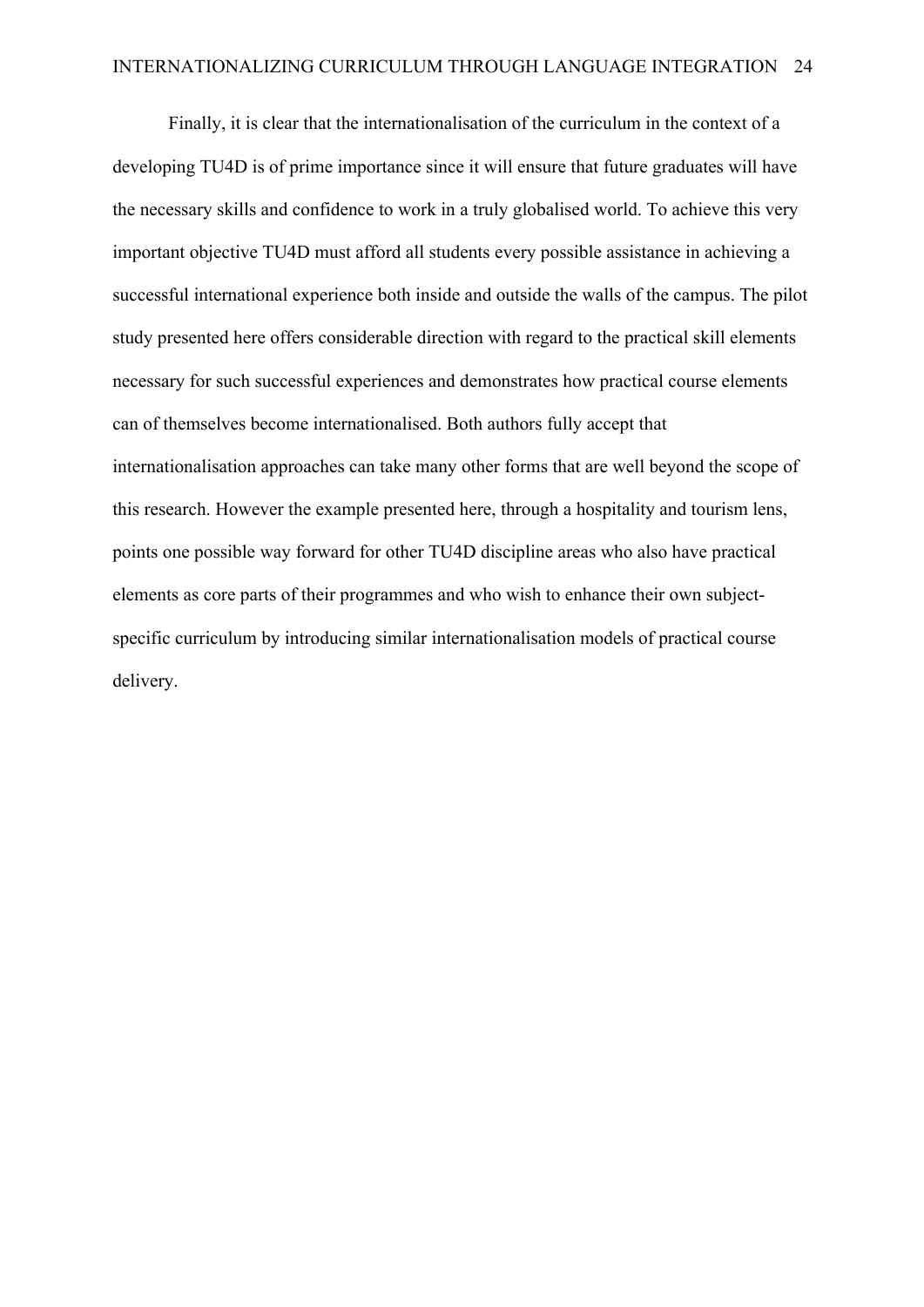Finally, it is clear that the internationalisation of the curriculum in the context of a developing TU4D is of prime importance since it will ensure that future graduates will have the necessary skills and confidence to work in a truly globalised world. To achieve this very important objective TU4D must afford all students every possible assistance in achieving a successful international experience both inside and outside the walls of the campus. The pilot study presented here offers considerable direction with regard to the practical skill elements necessary for such successful experiences and demonstrates how practical course elements can of themselves become internationalised. Both authors fully accept that internationalisation approaches can take many other forms that are well beyond the scope of this research. However the example presented here, through a hospitality and tourism lens, points one possible way forward for other TU4D discipline areas who also have practical elements as core parts of their programmes and who wish to enhance their own subject-specific curriculum by introducing similar internationalisation models of practical course delivery.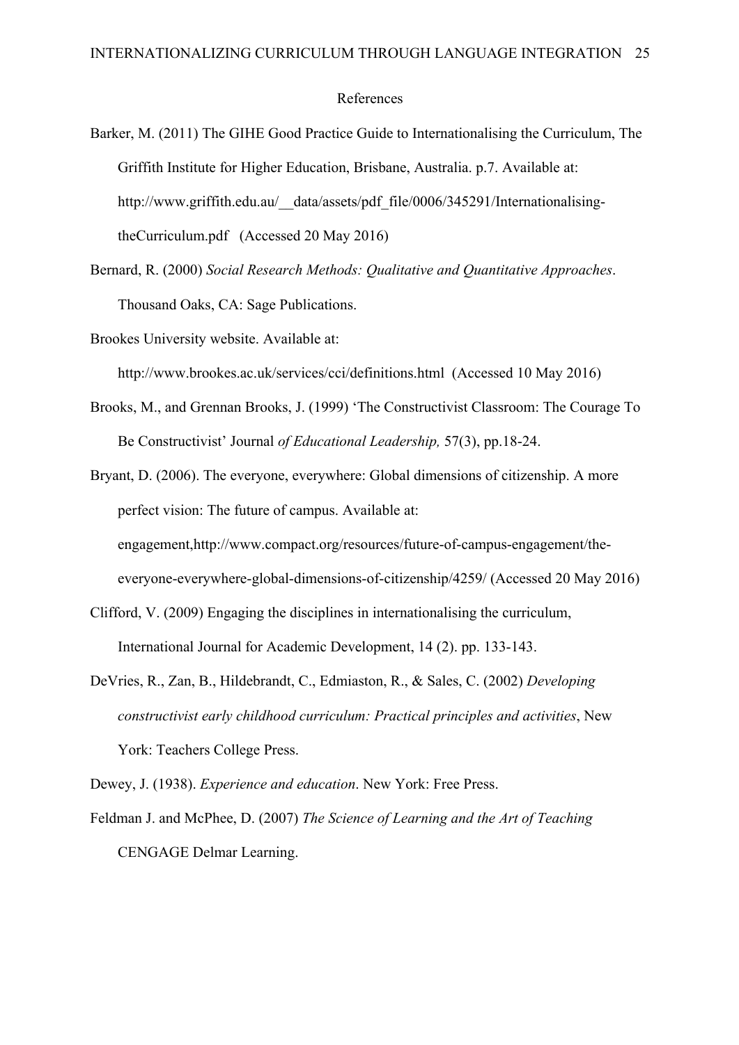References

Barker, M. (2011) The GIHE Good Practice Guide to Internationalising the Curriculum, The Griffith Institute for Higher Education, Brisbane, Australia. p.7. Available at: http://www.griffith.edu.au/__data/assets/pdf_file/0006/345291/Internationalising-theCurriculum.pdf (Accessed 20 May 2016)

Bernard, R. (2000) *Social Research Methods: Qualitative and Quantitative Approaches*. Thousand Oaks, CA: Sage Publications.

Brookes University website. Available at: http://www.brookes.ac.uk/services/cci/definitions.html (Accessed 10 May 2016)

Brooks, M., and Grennan Brooks, J. (1999) 'The Constructivist Classroom: The Courage To Be Constructivist' Journal *of Educational Leadership,* 57(3), pp.18-24.

Bryant, D. (2006). The everyone, everywhere: Global dimensions of citizenship. A more perfect vision: The future of campus. Available at: engagement,http://www.compact.org/resources/future-of-campus-engagement/the-everyone-everywhere-global-dimensions-of-citizenship/4259/ (Accessed 20 May 2016)

Clifford, V. (2009) Engaging the disciplines in internationalising the curriculum, International Journal for Academic Development, 14 (2). pp. 133-143.

DeVries, R., Zan, B., Hildebrandt, C., Edmiaston, R., & Sales, C. (2002) *Developing constructivist early childhood curriculum: Practical principles and activities*, New York: Teachers College Press.

Dewey, J. (1938). *Experience and education*. New York: Free Press.

Feldman J. and McPhee, D. (2007) *The Science of Learning and the Art of Teaching* CENGAGE Delmar Learning.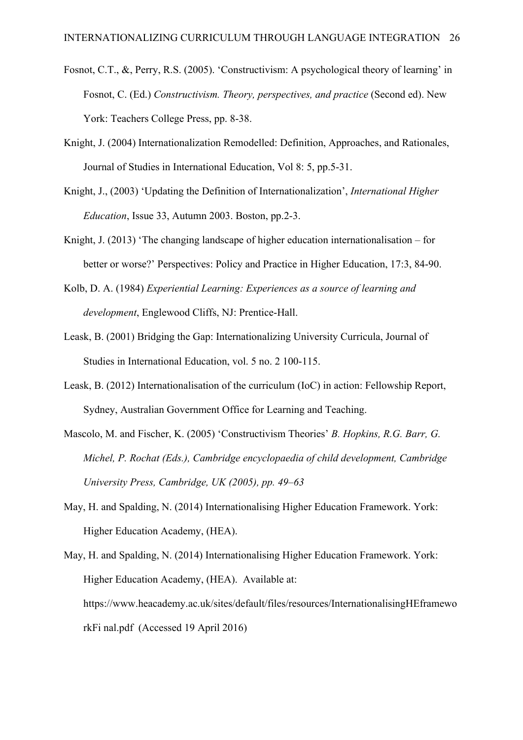Fosnot, C.T., &, Perry, R.S. (2005). 'Constructivism: A psychological theory of learning' in Fosnot, C. (Ed.) *Constructivism. Theory, perspectives, and practice* (Second ed). New York: Teachers College Press, pp. 8-38.

Knight, J. (2004) Internationalization Remodelled: Definition, Approaches, and Rationales, Journal of Studies in International Education, Vol 8: 5, pp.5-31.

Knight, J., (2003) 'Updating the Definition of Internationalization', *International Higher Education*, Issue 33, Autumn 2003. Boston, pp.2-3.

Knight, J. (2013) 'The changing landscape of higher education internationalisation – for better or worse?' Perspectives: Policy and Practice in Higher Education, 17:3, 84-90.

Kolb, D. A. (1984) *Experiential Learning: Experiences as a source of learning and development*, Englewood Cliffs, NJ: Prentice-Hall.

Leask, B. (2001) Bridging the Gap: Internationalizing University Curricula, Journal of Studies in International Education, vol. 5 no. 2 100-115.

Leask, B. (2012) Internationalisation of the curriculum (IoC) in action: Fellowship Report, Sydney, Australian Government Office for Learning and Teaching.

Mascolo, M. and Fischer, K. (2005) 'Constructivism Theories' *B. Hopkins, R.G. Barr, G. Michel, P. Rochat (Eds.), Cambridge encyclopaedia of child development, Cambridge University Press, Cambridge, UK (2005), pp. 49–63*

May, H. and Spalding, N. (2014) Internationalising Higher Education Framework. York: Higher Education Academy, (HEA).

May, H. and Spalding, N. (2014) Internationalising Higher Education Framework. York: Higher Education Academy, (HEA). Available at: https://www.heacademy.ac.uk/sites/default/files/resources/InternationalisingHEframeworkFi nal.pdf (Accessed 19 April 2016)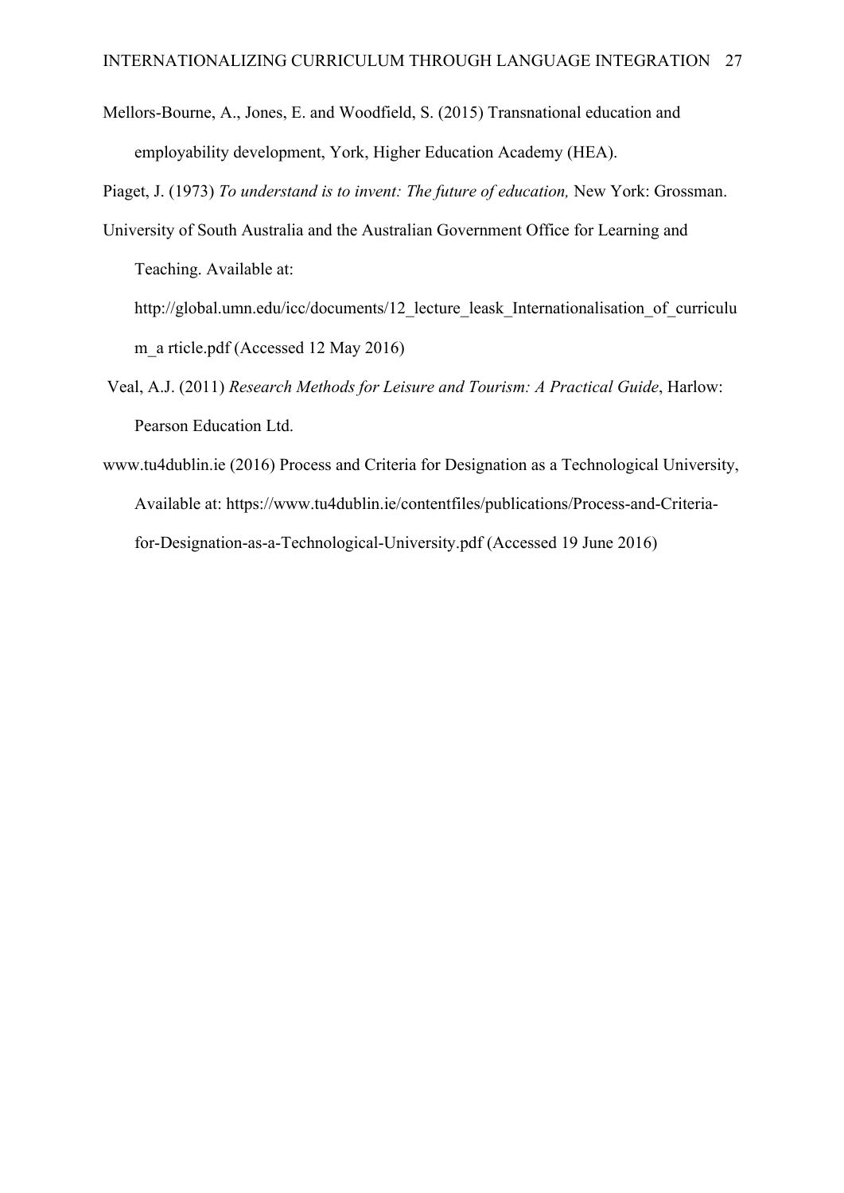Mellors-Bourne, A., Jones, E. and Woodfield, S. (2015) Transnational education and employability development, York, Higher Education Academy (HEA).

Piaget, J. (1973) *To understand is to invent: The future of education,* New York: Grossman.

University of South Australia and the Australian Government Office for Learning and Teaching. Available at: http://global.umn.edu/icc/documents/12_lecture_leask_Internationalisation_of_curriculum_a rticle.pdf (Accessed 12 May 2016)

Veal, A.J. (2011) *Research Methods for Leisure and Tourism: A Practical Guide*, Harlow: Pearson Education Ltd.

www.tu4dublin.ie (2016) Process and Criteria for Designation as a Technological University, Available at: https://www.tu4dublin.ie/contentfiles/publications/Process-and-Criteria-for-Designation-as-a-Technological-University.pdf (Accessed 19 June 2016)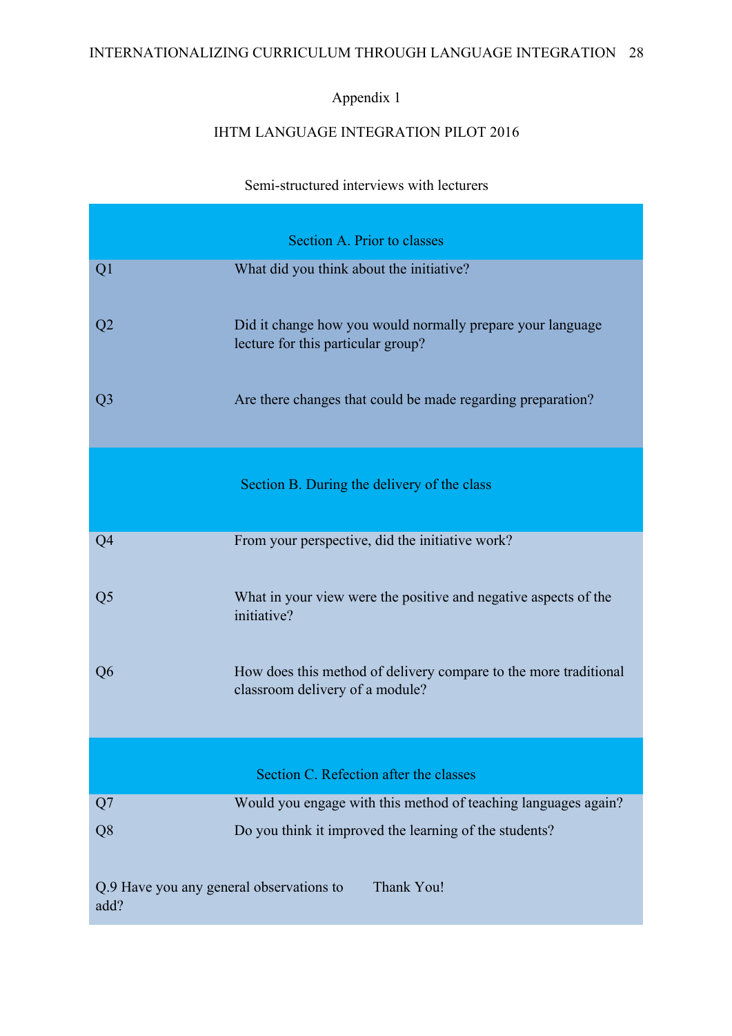Appendix 1

IHTM LANGUAGE INTEGRATION PILOT 2016

Semi-structured interviews with lecturers

| | |
|---|---|
| **Section A. Prior to classes** | |
| Q1 | What did you think about the initiative? |
| Q2 | Did it change how you would normally prepare your language lecture for this particular group? |
| Q3 | Are there changes that could be made regarding preparation? |
| **Section B. During the delivery of the class** | |
| Q4 | From your perspective, did the initiative work? |
| Q5 | What in your view were the positive and negative aspects of the initiative? |
| Q6 | How does this method of delivery compare to the more traditional classroom delivery of a module? |
| **Section C. Refection after the classes** | |
| Q7 | Would you engage with this method of teaching languages again? |
| Q8 | Do you think it improved the learning of the students? |
| Q.9 Have you any general observations to add? | Thank You! |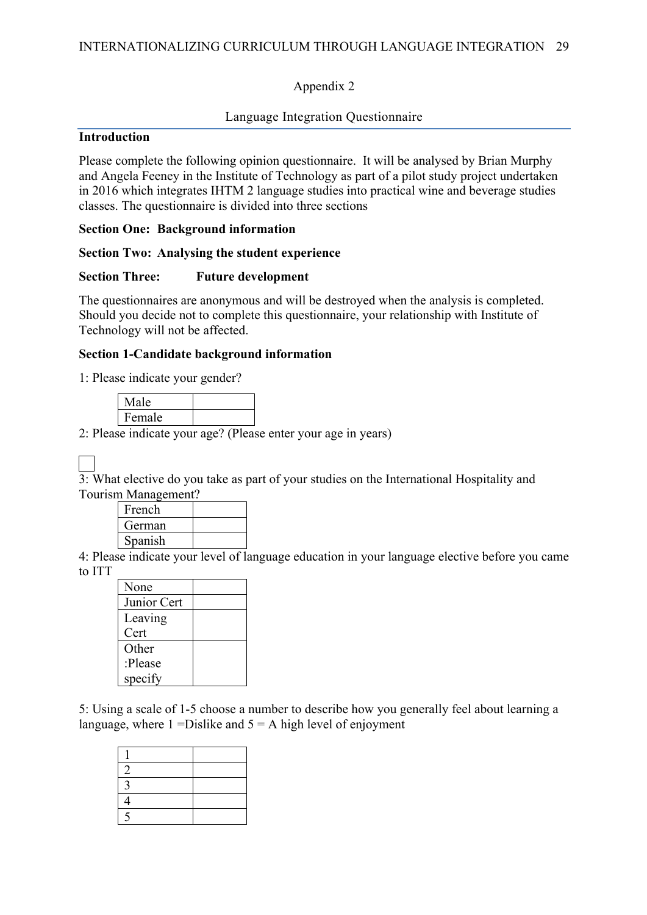Appendix 2

Language Integration Questionnaire

**Introduction**

Please complete the following opinion questionnaire. It will be analysed by Brian Murphy and Angela Feeney in the Institute of Technology as part of a pilot study project undertaken in 2016 which integrates IHTM 2 language studies into practical wine and beverage studies classes. The questionnaire is divided into three sections

**Section One: Background information**

**Section Two: Analysing the student experience**

**Section Three: Future development**

The questionnaires are anonymous and will be destroyed when the analysis is completed. Should you decide not to complete this questionnaire, your relationship with Institute of Technology will not be affected.

**Section 1-Candidate background information**

1: Please indicate your gender?

| Male | |
|---|---|
| Female | |

2: Please indicate your age? (Please enter your age in years)

☐

3: What elective do you take as part of your studies on the International Hospitality and Tourism Management?

| French | |
|---|---|
| German | |
| Spanish | |

4: Please indicate your level of language education in your language elective before you came to ITT

| None | |
|---|---|
| Junior Cert | |
| Leaving Cert | |
| Other :Please specify | |

5: Using a scale of 1-5 choose a number to describe how you generally feel about learning a language, where 1 =Dislike and 5 = A high level of enjoyment

| 1 | |
|---|---|
| 2 | |
| 3 | |
| 4 | |
| 5 | |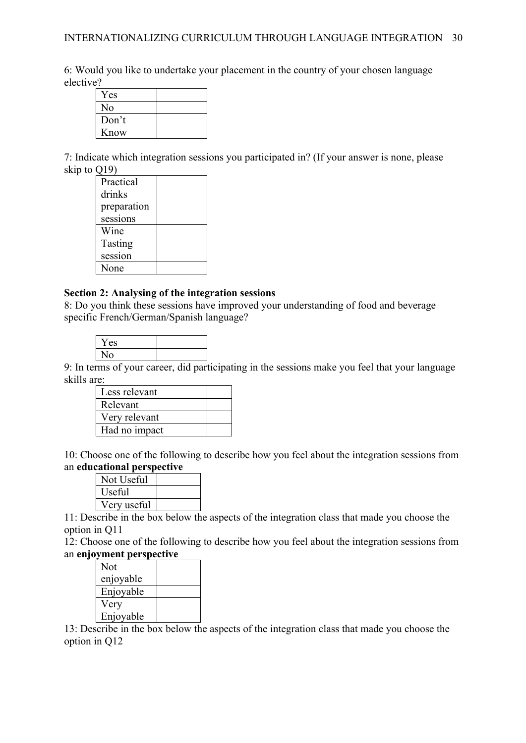6: Would you like to undertake your placement in the country of your chosen language elective?

| Yes | |
|---|---|
| No | |
| Don't Know | |

7: Indicate which integration sessions you participated in? (If your answer is none, please skip to Q19)

| Practical drinks preparation sessions | |
|---|---|
| Wine Tasting session | |
| None | |

**Section 2: Analysing of the integration sessions**

8: Do you think these sessions have improved your understanding of food and beverage specific French/German/Spanish language?

| Yes | |
|---|---|
| No | |

9: In terms of your career, did participating in the sessions make you feel that your language skills are:

| Less relevant | |
|---|---|
| Relevant | |
| Very relevant | |
| Had no impact | |

10: Choose one of the following to describe how you feel about the integration sessions from an **educational perspective**

| Not Useful | |
|---|---|
| Useful | |
| Very useful | |

11: Describe in the box below the aspects of the integration class that made you choose the option in Q11

12: Choose one of the following to describe how you feel about the integration sessions from an **enjoyment perspective**

| Not enjoyable | |
|---|---|
| Enjoyable | |
| Very Enjoyable | |

13: Describe in the box below the aspects of the integration class that made you choose the option in Q12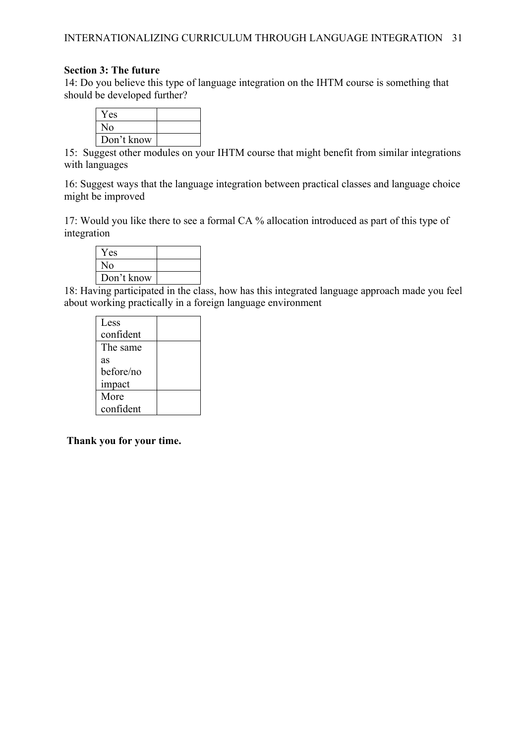**Section 3: The future**

14: Do you believe this type of language integration on the IHTM course is something that should be developed further?

| | |
|---|---|
| Yes | |
| No | |
| Don't know | |

15: Suggest other modules on your IHTM course that might benefit from similar integrations with languages

16: Suggest ways that the language integration between practical classes and language choice might be improved

17: Would you like there to see a formal CA % allocation introduced as part of this type of integration

| | |
|---|---|
| Yes | |
| No | |
| Don't know | |

18: Having participated in the class, how has this integrated language approach made you feel about working practically in a foreign language environment

| | |
|---|---|
| Less confident | |
| The same as before/no impact | |
| More confident | |

**Thank you for your time.**